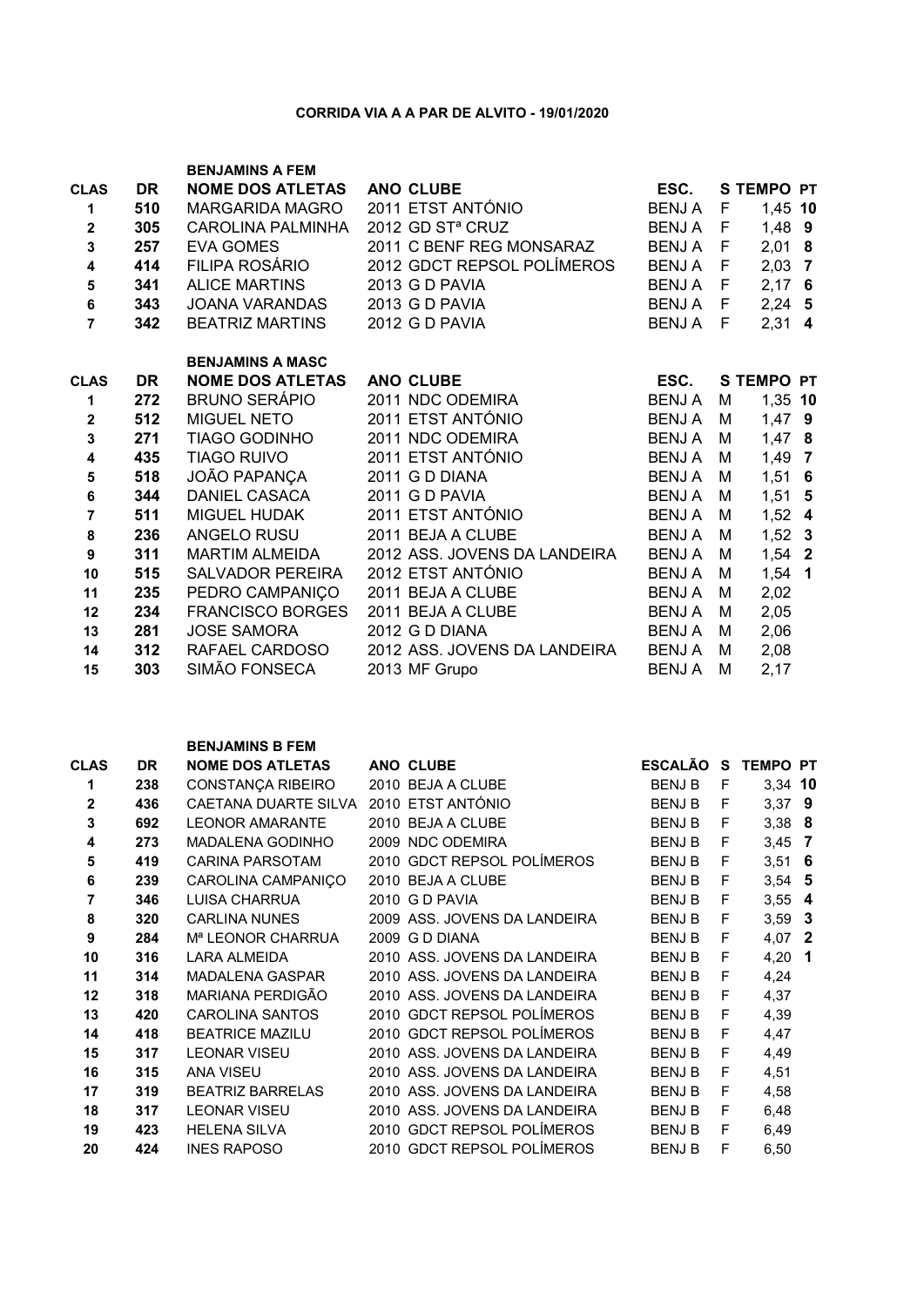# CORRIDA VIA A A PAR DE ALVITO - 19/01/2020

## BENJAMINS A FEM

| CLAS | DR | NOME DOS ATLETAS | ANO | CLUBE | ESC. | S | TEMPO | PT |
|---|---|---|---|---|---|---|---|---|
| 1 | 510 | MARGARIDA MAGRO | 2011 | ETST ANTÓNIO | BENJ A | F | 1,45 | 10 |
| 2 | 305 | CAROLINA PALMINHA | 2012 | GD STª CRUZ | BENJ A | F | 1,48 | 9 |
| 3 | 257 | EVA GOMES | 2011 | C BENF REG MONSARAZ | BENJ A | F | 2,01 | 8 |
| 4 | 414 | FILIPA ROSÁRIO | 2012 | GDCT REPSOL POLÍMEROS | BENJ A | F | 2,03 | 7 |
| 5 | 341 | ALICE MARTINS | 2013 | G D PAVIA | BENJ A | F | 2,17 | 6 |
| 6 | 343 | JOANA VARANDAS | 2013 | G D PAVIA | BENJ A | F | 2,24 | 5 |
| 7 | 342 | BEATRIZ MARTINS | 2012 | G D PAVIA | BENJ A | F | 2,31 | 4 |

## BENJAMINS A MASC

| CLAS | DR | NOME DOS ATLETAS | ANO | CLUBE | ESC. | S | TEMPO | PT |
|---|---|---|---|---|---|---|---|---|
| 1 | 272 | BRUNO SERÁPIO | 2011 | NDC ODEMIRA | BENJ A | M | 1,35 | 10 |
| 2 | 512 | MIGUEL NETO | 2011 | ETST ANTÓNIO | BENJ A | M | 1,47 | 9 |
| 3 | 271 | TIAGO GODINHO | 2011 | NDC ODEMIRA | BENJ A | M | 1,47 | 8 |
| 4 | 435 | TIAGO RUIVO | 2011 | ETST ANTÓNIO | BENJ A | M | 1,49 | 7 |
| 5 | 518 | JOÃO PAPANÇA | 2011 | G D DIANA | BENJ A | M | 1,51 | 6 |
| 6 | 344 | DANIEL CASACA | 2011 | G D PAVIA | BENJ A | M | 1,51 | 5 |
| 7 | 511 | MIGUEL HUDAK | 2011 | ETST ANTÓNIO | BENJ A | M | 1,52 | 4 |
| 8 | 236 | ANGELO RUSU | 2011 | BEJA A CLUBE | BENJ A | M | 1,52 | 3 |
| 9 | 311 | MARTIM ALMEIDA | 2012 | ASS. JOVENS DA LANDEIRA | BENJ A | M | 1,54 | 2 |
| 10 | 515 | SALVADOR PEREIRA | 2012 | ETST ANTÓNIO | BENJ A | M | 1,54 | 1 |
| 11 | 235 | PEDRO CAMPANIÇO | 2011 | BEJA A CLUBE | BENJ A | M | 2,02 | |
| 12 | 234 | FRANCISCO BORGES | 2011 | BEJA A CLUBE | BENJ A | M | 2,05 | |
| 13 | 281 | JOSE SAMORA | 2012 | G D DIANA | BENJ A | M | 2,06 | |
| 14 | 312 | RAFAEL CARDOSO | 2012 | ASS. JOVENS DA LANDEIRA | BENJ A | M | 2,08 | |
| 15 | 303 | SIMÃO FONSECA | 2013 | MF Grupo | BENJ A | M | 2,17 | |

## BENJAMINS B FEM

| CLAS | DR | NOME DOS ATLETAS | ANO | CLUBE | ESCALÃO | S | TEMPO | PT |
|---|---|---|---|---|---|---|---|---|
| 1 | 238 | CONSTANÇA RIBEIRO | 2010 | BEJA A CLUBE | BENJ B | F | 3,34 | 10 |
| 2 | 436 | CAETANA DUARTE SILVA | 2010 | ETST ANTÓNIO | BENJ B | F | 3,37 | 9 |
| 3 | 692 | LEONOR AMARANTE | 2010 | BEJA A CLUBE | BENJ B | F | 3,38 | 8 |
| 4 | 273 | MADALENA GODINHO | 2009 | NDC ODEMIRA | BENJ B | F | 3,45 | 7 |
| 5 | 419 | CARINA PARSOTAM | 2010 | GDCT REPSOL POLÍMEROS | BENJ B | F | 3,51 | 6 |
| 6 | 239 | CAROLINA CAMPANIÇO | 2010 | BEJA A CLUBE | BENJ B | F | 3,54 | 5 |
| 7 | 346 | LUISA CHARRUA | 2010 | G D PAVIA | BENJ B | F | 3,55 | 4 |
| 8 | 320 | CARLINA NUNES | 2009 | ASS. JOVENS DA LANDEIRA | BENJ B | F | 3,59 | 3 |
| 9 | 284 | Mª LEONOR CHARRUA | 2009 | G D DIANA | BENJ B | F | 4,07 | 2 |
| 10 | 316 | LARA ALMEIDA | 2010 | ASS. JOVENS DA LANDEIRA | BENJ B | F | 4,20 | 1 |
| 11 | 314 | MADALENA GASPAR | 2010 | ASS. JOVENS DA LANDEIRA | BENJ B | F | 4,24 | |
| 12 | 318 | MARIANA PERDIGÃO | 2010 | ASS. JOVENS DA LANDEIRA | BENJ B | F | 4,37 | |
| 13 | 420 | CAROLINA SANTOS | 2010 | GDCT REPSOL POLÍMEROS | BENJ B | F | 4,39 | |
| 14 | 418 | BEATRICE MAZILU | 2010 | GDCT REPSOL POLÍMEROS | BENJ B | F | 4,47 | |
| 15 | 317 | LEONAR VISEU | 2010 | ASS. JOVENS DA LANDEIRA | BENJ B | F | 4,49 | |
| 16 | 315 | ANA VISEU | 2010 | ASS. JOVENS DA LANDEIRA | BENJ B | F | 4,51 | |
| 17 | 319 | BEATRIZ BARRELAS | 2010 | ASS. JOVENS DA LANDEIRA | BENJ B | F | 4,58 | |
| 18 | 317 | LEONAR VISEU | 2010 | ASS. JOVENS DA LANDEIRA | BENJ B | F | 6,48 | |
| 19 | 423 | HELENA SILVA | 2010 | GDCT REPSOL POLÍMEROS | BENJ B | F | 6,49 | |
| 20 | 424 | INES RAPOSO | 2010 | GDCT REPSOL POLÍMEROS | BENJ B | F | 6,50 | |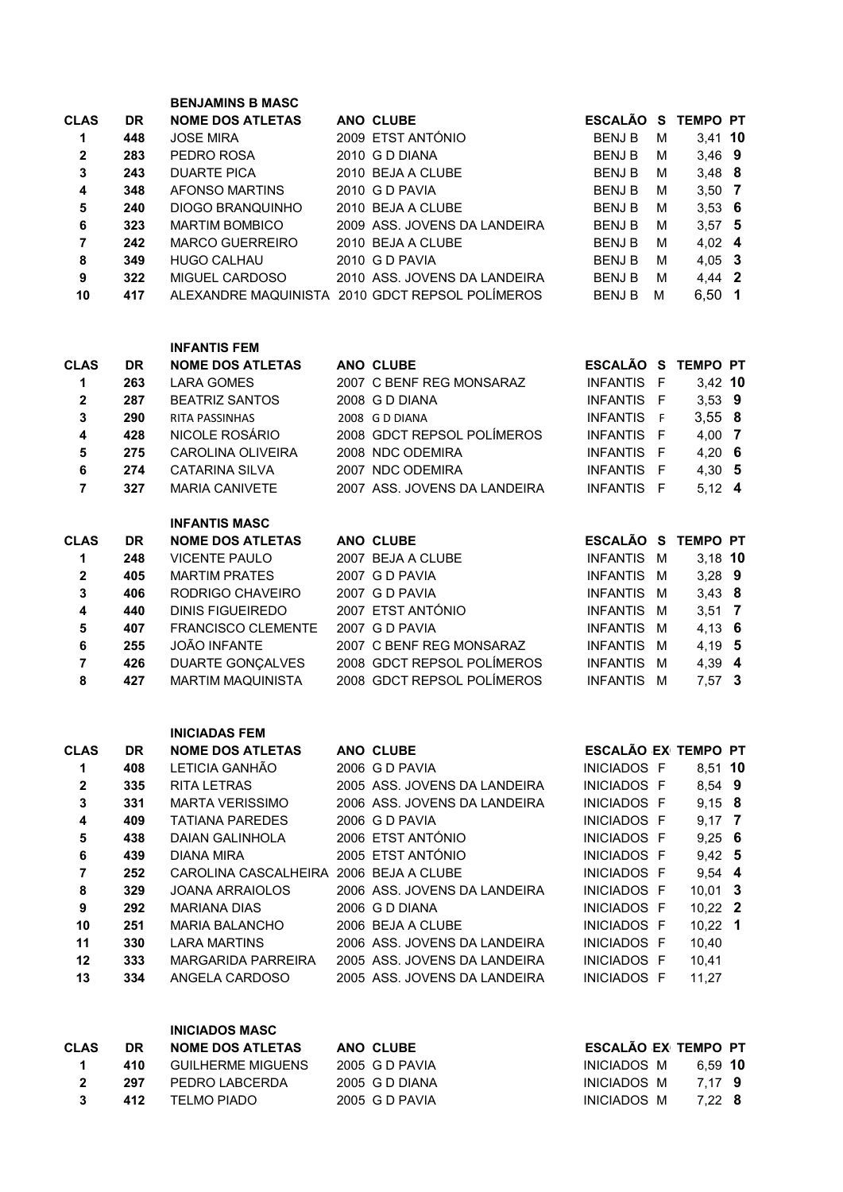### BENJAMINS B MASC

| CLAS | DR | NOME DOS ATLETAS | ANO | CLUBE | ESCALÃO | S | TEMPO | PT |
|---|---|---|---|---|---|---|---|---|
| 1 | 448 | JOSE MIRA | 2009 | ETST ANTÓNIO | BENJ B | M | 3,41 | 10 |
| 2 | 283 | PEDRO ROSA | 2010 | G D DIANA | BENJ B | M | 3,46 | 9 |
| 3 | 243 | DUARTE PICA | 2010 | BEJA A CLUBE | BENJ B | M | 3,48 | 8 |
| 4 | 348 | AFONSO MARTINS | 2010 | G D PAVIA | BENJ B | M | 3,50 | 7 |
| 5 | 240 | DIOGO BRANQUINHO | 2010 | BEJA A CLUBE | BENJ B | M | 3,53 | 6 |
| 6 | 323 | MARTIM BOMBICO | 2009 | ASS. JOVENS DA LANDEIRA | BENJ B | M | 3,57 | 5 |
| 7 | 242 | MARCO GUERREIRO | 2010 | BEJA A CLUBE | BENJ B | M | 4,02 | 4 |
| 8 | 349 | HUGO CALHAU | 2010 | G D PAVIA | BENJ B | M | 4,05 | 3 |
| 9 | 322 | MIGUEL CARDOSO | 2010 | ASS. JOVENS DA LANDEIRA | BENJ B | M | 4,44 | 2 |
| 10 | 417 | ALEXANDRE MAQUINISTA | 2010 | GDCT REPSOL POLÍMEROS | BENJ B | M | 6,50 | 1 |

### INFANTIS FEM

| CLAS | DR | NOME DOS ATLETAS | ANO | CLUBE | ESCALÃO | S | TEMPO | PT |
|---|---|---|---|---|---|---|---|---|
| 1 | 263 | LARA GOMES | 2007 | C BENF REG MONSARAZ | INFANTIS | F | 3,42 | 10 |
| 2 | 287 | BEATRIZ SANTOS | 2008 | G D DIANA | INFANTIS | F | 3,53 | 9 |
| 3 | 290 | RITA PASSINHAS | 2008 | G D DIANA | INFANTIS | F | 3,55 | 8 |
| 4 | 428 | NICOLE ROSÁRIO | 2008 | GDCT REPSOL POLÍMEROS | INFANTIS | F | 4,00 | 7 |
| 5 | 275 | CAROLINA OLIVEIRA | 2008 | NDC ODEMIRA | INFANTIS | F | 4,20 | 6 |
| 6 | 274 | CATARINA SILVA | 2007 | NDC ODEMIRA | INFANTIS | F | 4,30 | 5 |
| 7 | 327 | MARIA CANIVETE | 2007 | ASS. JOVENS DA LANDEIRA | INFANTIS | F | 5,12 | 4 |

### INFANTIS MASC

| CLAS | DR | NOME DOS ATLETAS | ANO | CLUBE | ESCALÃO | S | TEMPO | PT |
|---|---|---|---|---|---|---|---|---|
| 1 | 248 | VICENTE PAULO | 2007 | BEJA A CLUBE | INFANTIS | M | 3,18 | 10 |
| 2 | 405 | MARTIM PRATES | 2007 | G D PAVIA | INFANTIS | M | 3,28 | 9 |
| 3 | 406 | RODRIGO CHAVEIRO | 2007 | G D PAVIA | INFANTIS | M | 3,43 | 8 |
| 4 | 440 | DINIS FIGUEIREDO | 2007 | ETST ANTÓNIO | INFANTIS | M | 3,51 | 7 |
| 5 | 407 | FRANCISCO CLEMENTE | 2007 | G D PAVIA | INFANTIS | M | 4,13 | 6 |
| 6 | 255 | JOÃO INFANTE | 2007 | C BENF REG MONSARAZ | INFANTIS | M | 4,19 | 5 |
| 7 | 426 | DUARTE GONÇALVES | 2008 | GDCT REPSOL POLÍMEROS | INFANTIS | M | 4,39 | 4 |
| 8 | 427 | MARTIM MAQUINISTA | 2008 | GDCT REPSOL POLÍMEROS | INFANTIS | M | 7,57 | 3 |

### INICIADAS FEM

| CLAS | DR | NOME DOS ATLETAS | ANO | CLUBE | ESCALÃO | SEX | TEMPO | PT |
|---|---|---|---|---|---|---|---|---|
| 1 | 408 | LETICIA GANHÃO | 2006 | G D PAVIA | INICIADOS | F | 8,51 | 10 |
| 2 | 335 | RITA LETRAS | 2005 | ASS. JOVENS DA LANDEIRA | INICIADOS | F | 8,54 | 9 |
| 3 | 331 | MARTA VERISSIMO | 2006 | ASS. JOVENS DA LANDEIRA | INICIADOS | F | 9,15 | 8 |
| 4 | 409 | TATIANA PAREDES | 2006 | G D PAVIA | INICIADOS | F | 9,17 | 7 |
| 5 | 438 | DAIAN GALINHOLA | 2006 | ETST ANTÓNIO | INICIADOS | F | 9,25 | 6 |
| 6 | 439 | DIANA MIRA | 2005 | ETST ANTÓNIO | INICIADOS | F | 9,42 | 5 |
| 7 | 252 | CAROLINA CASCALHEIRA | 2006 | BEJA A CLUBE | INICIADOS | F | 9,54 | 4 |
| 8 | 329 | JOANA ARRAIOLOS | 2006 | ASS. JOVENS DA LANDEIRA | INICIADOS | F | 10,01 | 3 |
| 9 | 292 | MARIANA DIAS | 2006 | G D DIANA | INICIADOS | F | 10,22 | 2 |
| 10 | 251 | MARIA BALANCHO | 2006 | BEJA A CLUBE | INICIADOS | F | 10,22 | 1 |
| 11 | 330 | LARA MARTINS | 2006 | ASS. JOVENS DA LANDEIRA | INICIADOS | F | 10,40 | |
| 12 | 333 | MARGARIDA PARREIRA | 2005 | ASS. JOVENS DA LANDEIRA | INICIADOS | F | 10,41 | |
| 13 | 334 | ANGELA CARDOSO | 2005 | ASS. JOVENS DA LANDEIRA | INICIADOS | F | 11,27 | |

### INICIADOS MASC

| CLAS | DR | NOME DOS ATLETAS | ANO | CLUBE | ESCALÃO | SEX | TEMPO | PT |
|---|---|---|---|---|---|---|---|---|
| 1 | 410 | GUILHERME MIGUENS | 2005 | G D PAVIA | INICIADOS | M | 6,59 | 10 |
| 2 | 297 | PEDRO LABCERDA | 2005 | G D DIANA | INICIADOS | M | 7,17 | 9 |
| 3 | 412 | TELMO PIADO | 2005 | G D PAVIA | INICIADOS | M | 7,22 | 8 |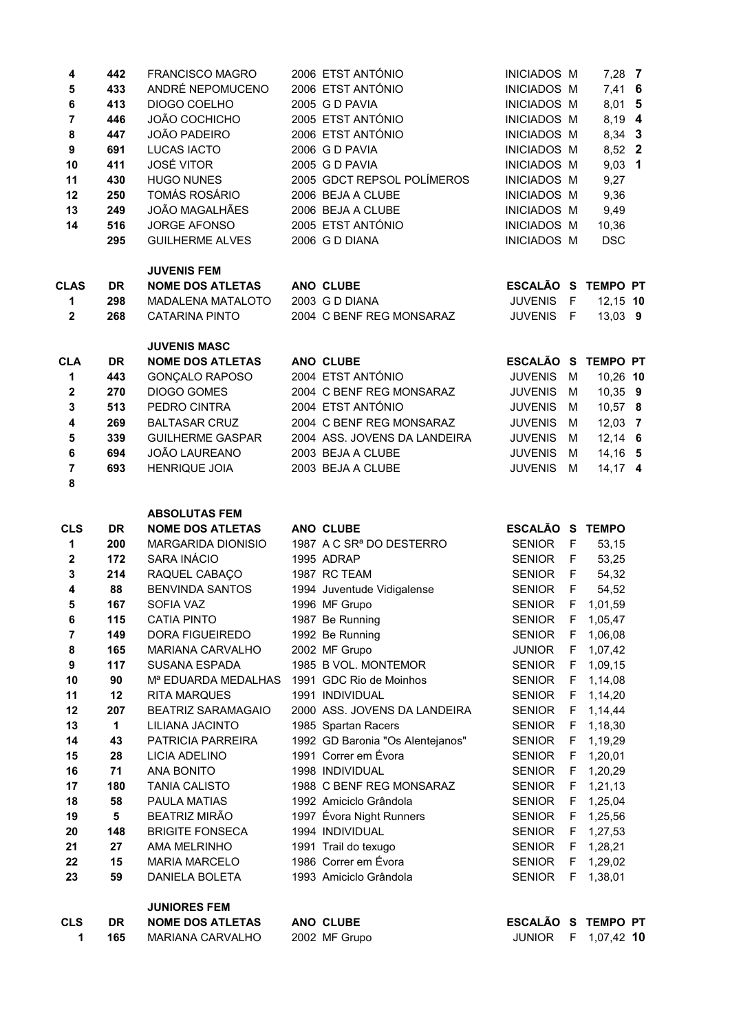| | | | | | | | | |
|---|---|---|---|---|---|---|---|---|
| 4 | 442 | FRANCISCO MAGRO | 2006 | ETST ANTÓNIO | INICIADOS | M | 7,28 | 7 |
| 5 | 433 | ANDRÉ NEPOMUCENO | 2006 | ETST ANTÓNIO | INICIADOS | M | 7,41 | 6 |
| 6 | 413 | DIOGO COELHO | 2005 | G D PAVIA | INICIADOS | M | 8,01 | 5 |
| 7 | 446 | JOÃO COCHICHO | 2005 | ETST ANTÓNIO | INICIADOS | M | 8,19 | 4 |
| 8 | 447 | JOÃO PADEIRO | 2006 | ETST ANTÓNIO | INICIADOS | M | 8,34 | 3 |
| 9 | 691 | LUCAS IACTO | 2006 | G D PAVIA | INICIADOS | M | 8,52 | 2 |
| 10 | 411 | JOSÉ VITOR | 2005 | G D PAVIA | INICIADOS | M | 9,03 | 1 |
| 11 | 430 | HUGO NUNES | 2005 | GDCT REPSOL POLÍMEROS | INICIADOS | M | 9,27 | |
| 12 | 250 | TOMÁS ROSÁRIO | 2006 | BEJA A CLUBE | INICIADOS | M | 9,36 | |
| 13 | 249 | JOÃO MAGALHÃES | 2006 | BEJA A CLUBE | INICIADOS | M | 9,49 | |
| 14 | 516 | JORGE AFONSO | 2005 | ETST ANTÓNIO | INICIADOS | M | 10,36 | |
| | 295 | GUILHERME ALVES | 2006 | G D DIANA | INICIADOS | M | DSC | |

**JUVENIS FEM**

| CLAS | DR | NOME DOS ATLETAS | ANO | CLUBE | ESCALÃO | S | TEMPO | PT |
|---|---|---|---|---|---|---|---|---|
| 1 | 298 | MADALENA MATALOTO | 2003 | G D DIANA | JUVENIS | F | 12,15 | 10 |
| 2 | 268 | CATARINA PINTO | 2004 | C BENF REG MONSARAZ | JUVENIS | F | 13,03 | 9 |

**JUVENIS MASC**

| CLA | DR | NOME DOS ATLETAS | ANO | CLUBE | ESCALÃO | S | TEMPO | PT |
|---|---|---|---|---|---|---|---|---|
| 1 | 443 | GONÇALO RAPOSO | 2004 | ETST ANTÓNIO | JUVENIS | M | 10,26 | 10 |
| 2 | 270 | DIOGO GOMES | 2004 | C BENF REG MONSARAZ | JUVENIS | M | 10,35 | 9 |
| 3 | 513 | PEDRO CINTRA | 2004 | ETST ANTÓNIO | JUVENIS | M | 10,57 | 8 |
| 4 | 269 | BALTASAR CRUZ | 2004 | C BENF REG MONSARAZ | JUVENIS | M | 12,03 | 7 |
| 5 | 339 | GUILHERME GASPAR | 2004 | ASS. JOVENS DA LANDEIRA | JUVENIS | M | 12,14 | 6 |
| 6 | 694 | JOÃO LAUREANO | 2003 | BEJA A CLUBE | JUVENIS | M | 14,16 | 5 |
| 7 | 693 | HENRIQUE JOIA | 2003 | BEJA A CLUBE | JUVENIS | M | 14,17 | 4 |
| 8 | | | | | | | | |

**ABSOLUTAS FEM**

| CLS | DR | NOME DOS ATLETAS | ANO | CLUBE | ESCALÃO | S | TEMPO |
|---|---|---|---|---|---|---|---|
| 1 | 200 | MARGARIDA DIONISIO | 1987 | A C SRª DO DESTERRO | SENIOR | F | 53,15 |
| 2 | 172 | SARA INÁCIO | 1995 | ADRAP | SENIOR | F | 53,25 |
| 3 | 214 | RAQUEL CABAÇO | 1987 | RC TEAM | SENIOR | F | 54,32 |
| 4 | 88 | BENVINDA SANTOS | 1994 | Juventude Vidigalense | SENIOR | F | 54,52 |
| 5 | 167 | SOFIA VAZ | 1996 | MF Grupo | SENIOR | F | 1,01,59 |
| 6 | 115 | CATIA PINTO | 1987 | Be Running | SENIOR | F | 1,05,47 |
| 7 | 149 | DORA FIGUEIREDO | 1992 | Be Running | SENIOR | F | 1,06,08 |
| 8 | 165 | MARIANA CARVALHO | 2002 | MF Grupo | JUNIOR | F | 1,07,42 |
| 9 | 117 | SUSANA ESPADA | 1985 | B VOL. MONTEMOR | SENIOR | F | 1,09,15 |
| 10 | 90 | Mª EDUARDA MEDALHAS | 1991 | GDC Rio de Moinhos | SENIOR | F | 1,14,08 |
| 11 | 12 | RITA MARQUES | 1991 | INDIVIDUAL | SENIOR | F | 1,14,20 |
| 12 | 207 | BEATRIZ SARAMAGAIO | 2000 | ASS. JOVENS DA LANDEIRA | SENIOR | F | 1,14,44 |
| 13 | 1 | LILIANA JACINTO | 1985 | Spartan Racers | SENIOR | F | 1,18,30 |
| 14 | 43 | PATRICIA PARREIRA | 1992 | GD Baronia "Os Alentejanos" | SENIOR | F | 1,19,29 |
| 15 | 28 | LICIA ADELINO | 1991 | Correr em Évora | SENIOR | F | 1,20,01 |
| 16 | 71 | ANA BONITO | 1998 | INDIVIDUAL | SENIOR | F | 1,20,29 |
| 17 | 180 | TANIA CALISTO | 1988 | C BENF REG MONSARAZ | SENIOR | F | 1,21,13 |
| 18 | 58 | PAULA MATIAS | 1992 | Amiciclo Grândola | SENIOR | F | 1,25,04 |
| 19 | 5 | BEATRIZ MIRÃO | 1997 | Évora Night Runners | SENIOR | F | 1,25,56 |
| 20 | 148 | BRIGITE FONSECA | 1994 | INDIVIDUAL | SENIOR | F | 1,27,53 |
| 21 | 27 | AMA MELRINHO | 1991 | Trail do texugo | SENIOR | F | 1,28,21 |
| 22 | 15 | MARIA MARCELO | 1986 | Correr em Évora | SENIOR | F | 1,29,02 |
| 23 | 59 | DANIELA BOLETA | 1993 | Amiciclo Grândola | SENIOR | F | 1,38,01 |

**JUNIORES FEM**

| CLS | DR | NOME DOS ATLETAS | ANO | CLUBE | ESCALÃO | S | TEMPO | PT |
|---|---|---|---|---|---|---|---|---|
| 1 | 165 | MARIANA CARVALHO | 2002 | MF Grupo | JUNIOR | F | 1,07,42 | 10 |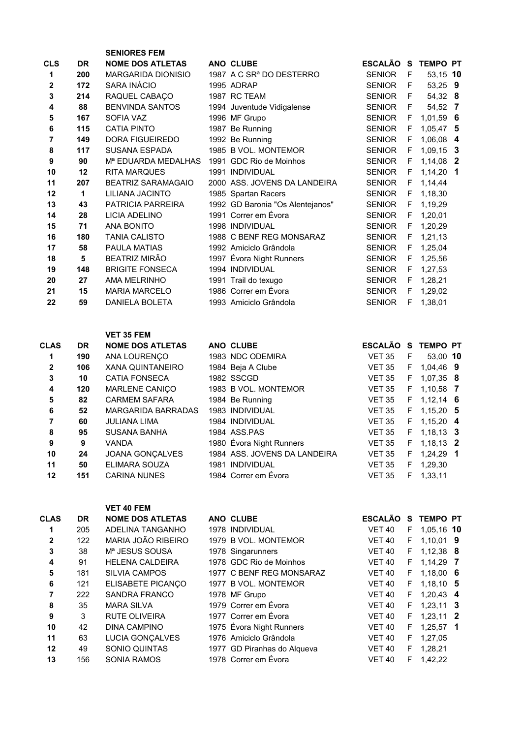### SENIORES FEM

| CLS | DR | NOME DOS ATLETAS | ANO | CLUBE | ESCALÃO | S | TEMPO | PT |
|---|---|---|---|---|---|---|---|---|
| 1 | 200 | MARGARIDA DIONISIO | 1987 | A C SRª DO DESTERRO | SENIOR | F | 53,15 | 10 |
| 2 | 172 | SARA INÁCIO | 1995 | ADRAP | SENIOR | F | 53,25 | 9 |
| 3 | 214 | RAQUEL CABAÇO | 1987 | RC TEAM | SENIOR | F | 54,32 | 8 |
| 4 | 88 | BENVINDA SANTOS | 1994 | Juventude Vidigalense | SENIOR | F | 54,52 | 7 |
| 5 | 167 | SOFIA VAZ | 1996 | MF Grupo | SENIOR | F | 1,01,59 | 6 |
| 6 | 115 | CATIA PINTO | 1987 | Be Running | SENIOR | F | 1,05,47 | 5 |
| 7 | 149 | DORA FIGUEIREDO | 1992 | Be Running | SENIOR | F | 1,06,08 | 4 |
| 8 | 117 | SUSANA ESPADA | 1985 | B VOL. MONTEMOR | SENIOR | F | 1,09,15 | 3 |
| 9 | 90 | Mª EDUARDA MEDALHAS | 1991 | GDC Rio de Moinhos | SENIOR | F | 1,14,08 | 2 |
| 10 | 12 | RITA MARQUES | 1991 | INDIVIDUAL | SENIOR | F | 1,14,20 | 1 |
| 11 | 207 | BEATRIZ SARAMAGAIO | 2000 | ASS. JOVENS DA LANDEIRA | SENIOR | F | 1,14,44 | |
| 12 | 1 | LILIANA JACINTO | 1985 | Spartan Racers | SENIOR | F | 1,18,30 | |
| 13 | 43 | PATRICIA PARREIRA | 1992 | GD Baronia "Os Alentejanos" | SENIOR | F | 1,19,29 | |
| 14 | 28 | LICIA ADELINO | 1991 | Correr em Évora | SENIOR | F | 1,20,01 | |
| 15 | 71 | ANA BONITO | 1998 | INDIVIDUAL | SENIOR | F | 1,20,29 | |
| 16 | 180 | TANIA CALISTO | 1988 | C BENF REG MONSARAZ | SENIOR | F | 1,21,13 | |
| 17 | 58 | PAULA MATIAS | 1992 | Amiciclo Grândola | SENIOR | F | 1,25,04 | |
| 18 | 5 | BEATRIZ MIRÃO | 1997 | Évora Night Runners | SENIOR | F | 1,25,56 | |
| 19 | 148 | BRIGITE FONSECA | 1994 | INDIVIDUAL | SENIOR | F | 1,27,53 | |
| 20 | 27 | AMA MELRINHO | 1991 | Trail do texugo | SENIOR | F | 1,28,21 | |
| 21 | 15 | MARIA MARCELO | 1986 | Correr em Évora | SENIOR | F | 1,29,02 | |
| 22 | 59 | DANIELA BOLETA | 1993 | Amiciclo Grândola | SENIOR | F | 1,38,01 | |

### VET 35 FEM

| CLAS | DR | NOME DOS ATLETAS | ANO | CLUBE | ESCALÃO | S | TEMPO | PT |
|---|---|---|---|---|---|---|---|---|
| 1 | 190 | ANA LOURENÇO | 1983 | NDC ODEMIRA | VET 35 | F | 53,00 | 10 |
| 2 | 106 | XANA QUINTANEIRO | 1984 | Beja A Clube | VET 35 | F | 1,04,46 | 9 |
| 3 | 10 | CATIA FONSECA | 1982 | SSCGD | VET 35 | F | 1,07,35 | 8 |
| 4 | 120 | MARLENE CANIÇO | 1983 | B VOL. MONTEMOR | VET 35 | F | 1,10,58 | 7 |
| 5 | 82 | CARMEM SAFARA | 1984 | Be Running | VET 35 | F | 1,12,14 | 6 |
| 6 | 52 | MARGARIDA BARRADAS | 1983 | INDIVIDUAL | VET 35 | F | 1,15,20 | 5 |
| 7 | 60 | JULIANA LIMA | 1984 | INDIVIDUAL | VET 35 | F | 1,15,20 | 4 |
| 8 | 95 | SUSANA BANHA | 1984 | ASS.PAS | VET 35 | F | 1,18,13 | 3 |
| 9 | 9 | VANDA | 1980 | Évora Night Runners | VET 35 | F | 1,18,13 | 2 |
| 10 | 24 | JOANA GONÇALVES | 1984 | ASS. JOVENS DA LANDEIRA | VET 35 | F | 1,24,29 | 1 |
| 11 | 50 | ELIMARA SOUZA | 1981 | INDIVIDUAL | VET 35 | F | 1,29,30 | |
| 12 | 151 | CARINA NUNES | 1984 | Correr em Évora | VET 35 | F | 1,33,11 | |

### VET 40 FEM

| CLAS | DR | NOME DOS ATLETAS | ANO | CLUBE | ESCALÃO | S | TEMPO | PT |
|---|---|---|---|---|---|---|---|---|
| 1 | 205 | ADELINA TANGANHO | 1978 | INDIVIDUAL | VET 40 | F | 1,05,16 | 10 |
| 2 | 122 | MARIA JOÃO RIBEIRO | 1979 | B VOL. MONTEMOR | VET 40 | F | 1,10,01 | 9 |
| 3 | 38 | Mª JESUS SOUSA | 1978 | Singarunners | VET 40 | F | 1,12,38 | 8 |
| 4 | 91 | HELENA CALDEIRA | 1978 | GDC Rio de Moinhos | VET 40 | F | 1,14,29 | 7 |
| 5 | 181 | SILVIA CAMPOS | 1977 | C BENF REG MONSARAZ | VET 40 | F | 1,18,00 | 6 |
| 6 | 121 | ELISABETE PICANÇO | 1977 | B VOL. MONTEMOR | VET 40 | F | 1,18,10 | 5 |
| 7 | 222 | SANDRA FRANCO | 1978 | MF Grupo | VET 40 | F | 1,20,43 | 4 |
| 8 | 35 | MARA SILVA | 1979 | Correr em Évora | VET 40 | F | 1,23,11 | 3 |
| 9 | 3 | RUTE OLIVEIRA | 1977 | Correr em Évora | VET 40 | F | 1,23,11 | 2 |
| 10 | 42 | DINA CAMPINO | 1975 | Évora Night Runners | VET 40 | F | 1,25,57 | 1 |
| 11 | 63 | LUCIA GONÇALVES | 1976 | Amiciclo Grândola | VET 40 | F | 1,27,05 | |
| 12 | 49 | SONIO QUINTAS | 1977 | GD Piranhas do Alqueva | VET 40 | F | 1,28,21 | |
| 13 | 156 | SONIA RAMOS | 1978 | Correr em Évora | VET 40 | F | 1,42,22 | |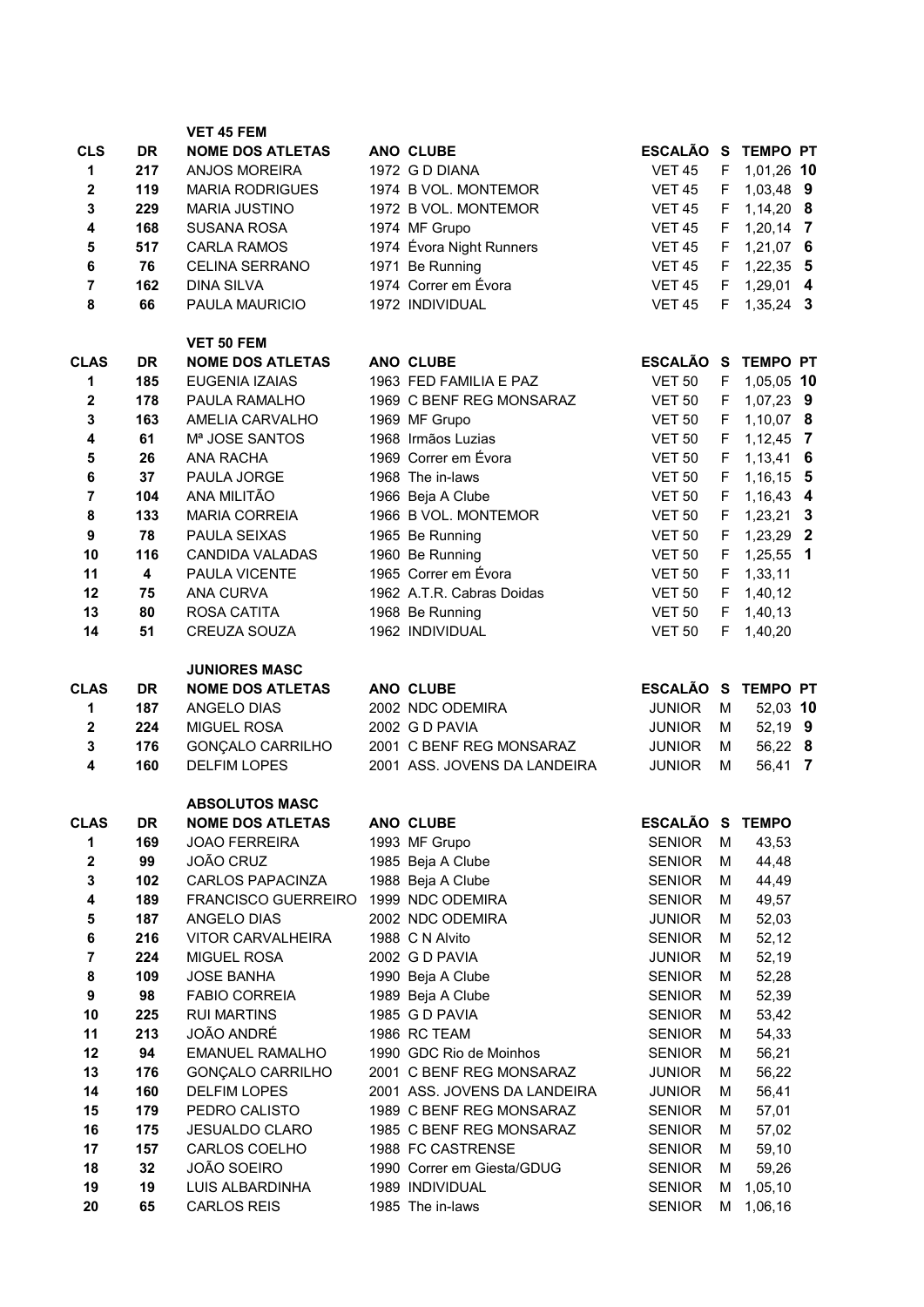### VET 45 FEM

| CLS | DR | NOME DOS ATLETAS | ANO | CLUBE | ESCALÃO | S | TEMPO | PT |
|---|---|---|---|---|---|---|---|---|
| 1 | 217 | ANJOS MOREIRA | 1972 | G D DIANA | VET 45 | F | 1,01,26 | 10 |
| 2 | 119 | MARIA RODRIGUES | 1974 | B VOL. MONTEMOR | VET 45 | F | 1,03,48 | 9 |
| 3 | 229 | MARIA JUSTINO | 1972 | B VOL. MONTEMOR | VET 45 | F | 1,14,20 | 8 |
| 4 | 168 | SUSANA ROSA | 1974 | MF Grupo | VET 45 | F | 1,20,14 | 7 |
| 5 | 517 | CARLA RAMOS | 1974 | Évora Night Runners | VET 45 | F | 1,21,07 | 6 |
| 6 | 76 | CELINA SERRANO | 1971 | Be Running | VET 45 | F | 1,22,35 | 5 |
| 7 | 162 | DINA SILVA | 1974 | Correr em Évora | VET 45 | F | 1,29,01 | 4 |
| 8 | 66 | PAULA MAURICIO | 1972 | INDIVIDUAL | VET 45 | F | 1,35,24 | 3 |

### VET 50 FEM

| CLAS | DR | NOME DOS ATLETAS | ANO | CLUBE | ESCALÃO | S | TEMPO | PT |
|---|---|---|---|---|---|---|---|---|
| 1 | 185 | EUGENIA IZAIAS | 1963 | FED FAMILIA E PAZ | VET 50 | F | 1,05,05 | 10 |
| 2 | 178 | PAULA RAMALHO | 1969 | C BENF REG MONSARAZ | VET 50 | F | 1,07,23 | 9 |
| 3 | 163 | AMELIA CARVALHO | 1969 | MF Grupo | VET 50 | F | 1,10,07 | 8 |
| 4 | 61 | Mª JOSE SANTOS | 1968 | Irmãos Luzias | VET 50 | F | 1,12,45 | 7 |
| 5 | 26 | ANA RACHA | 1969 | Correr em Évora | VET 50 | F | 1,13,41 | 6 |
| 6 | 37 | PAULA JORGE | 1968 | The in-laws | VET 50 | F | 1,16,15 | 5 |
| 7 | 104 | ANA MILITÃO | 1966 | Beja A Clube | VET 50 | F | 1,16,43 | 4 |
| 8 | 133 | MARIA CORREIA | 1966 | B VOL. MONTEMOR | VET 50 | F | 1,23,21 | 3 |
| 9 | 78 | PAULA SEIXAS | 1965 | Be Running | VET 50 | F | 1,23,29 | 2 |
| 10 | 116 | CANDIDA VALADAS | 1960 | Be Running | VET 50 | F | 1,25,55 | 1 |
| 11 | 4 | PAULA VICENTE | 1965 | Correr em Évora | VET 50 | F | 1,33,11 | |
| 12 | 75 | ANA CURVA | 1962 | A.T.R. Cabras Doidas | VET 50 | F | 1,40,12 | |
| 13 | 80 | ROSA CATITA | 1968 | Be Running | VET 50 | F | 1,40,13 | |
| 14 | 51 | CREUZA SOUZA | 1962 | INDIVIDUAL | VET 50 | F | 1,40,20 | |

### JUNIORES MASC

| CLAS | DR | NOME DOS ATLETAS | ANO | CLUBE | ESCALÃO | S | TEMPO | PT |
|---|---|---|---|---|---|---|---|---|
| 1 | 187 | ANGELO DIAS | 2002 | NDC ODEMIRA | JUNIOR | M | 52,03 | 10 |
| 2 | 224 | MIGUEL ROSA | 2002 | G D PAVIA | JUNIOR | M | 52,19 | 9 |
| 3 | 176 | GONÇALO CARRILHO | 2001 | C BENF REG MONSARAZ | JUNIOR | M | 56,22 | 8 |
| 4 | 160 | DELFIM LOPES | 2001 | ASS. JOVENS DA LANDEIRA | JUNIOR | M | 56,41 | 7 |

### ABSOLUTOS MASC

| CLAS | DR | NOME DOS ATLETAS | ANO | CLUBE | ESCALÃO | S | TEMPO |
|---|---|---|---|---|---|---|---|
| 1 | 169 | JOAO FERREIRA | 1993 | MF Grupo | SENIOR | M | 43,53 |
| 2 | 99 | JOÃO CRUZ | 1985 | Beja A Clube | SENIOR | M | 44,48 |
| 3 | 102 | CARLOS PAPACINZA | 1988 | Beja A Clube | SENIOR | M | 44,49 |
| 4 | 189 | FRANCISCO GUERREIRO | 1999 | NDC ODEMIRA | SENIOR | M | 49,57 |
| 5 | 187 | ANGELO DIAS | 2002 | NDC ODEMIRA | JUNIOR | M | 52,03 |
| 6 | 216 | VITOR CARVALHEIRA | 1988 | C N Alvito | SENIOR | M | 52,12 |
| 7 | 224 | MIGUEL ROSA | 2002 | G D PAVIA | JUNIOR | M | 52,19 |
| 8 | 109 | JOSE BANHA | 1990 | Beja A Clube | SENIOR | M | 52,28 |
| 9 | 98 | FABIO CORREIA | 1989 | Beja A Clube | SENIOR | M | 52,39 |
| 10 | 225 | RUI MARTINS | 1985 | G D PAVIA | SENIOR | M | 53,42 |
| 11 | 213 | JOÃO ANDRÉ | 1986 | RC TEAM | SENIOR | M | 54,33 |
| 12 | 94 | EMANUEL RAMALHO | 1990 | GDC Rio de Moinhos | SENIOR | M | 56,21 |
| 13 | 176 | GONÇALO CARRILHO | 2001 | C BENF REG MONSARAZ | JUNIOR | M | 56,22 |
| 14 | 160 | DELFIM LOPES | 2001 | ASS. JOVENS DA LANDEIRA | JUNIOR | M | 56,41 |
| 15 | 179 | PEDRO CALISTO | 1989 | C BENF REG MONSARAZ | SENIOR | M | 57,01 |
| 16 | 175 | JESUALDO CLARO | 1985 | C BENF REG MONSARAZ | SENIOR | M | 57,02 |
| 17 | 157 | CARLOS COELHO | 1988 | FC CASTRENSE | SENIOR | M | 59,10 |
| 18 | 32 | JOÃO SOEIRO | 1990 | Correr em Giesta/GDUG | SENIOR | M | 59,26 |
| 19 | 19 | LUIS ALBARDINHA | 1989 | INDIVIDUAL | SENIOR | M | 1,05,10 |
| 20 | 65 | CARLOS REIS | 1985 | The in-laws | SENIOR | M | 1,06,16 |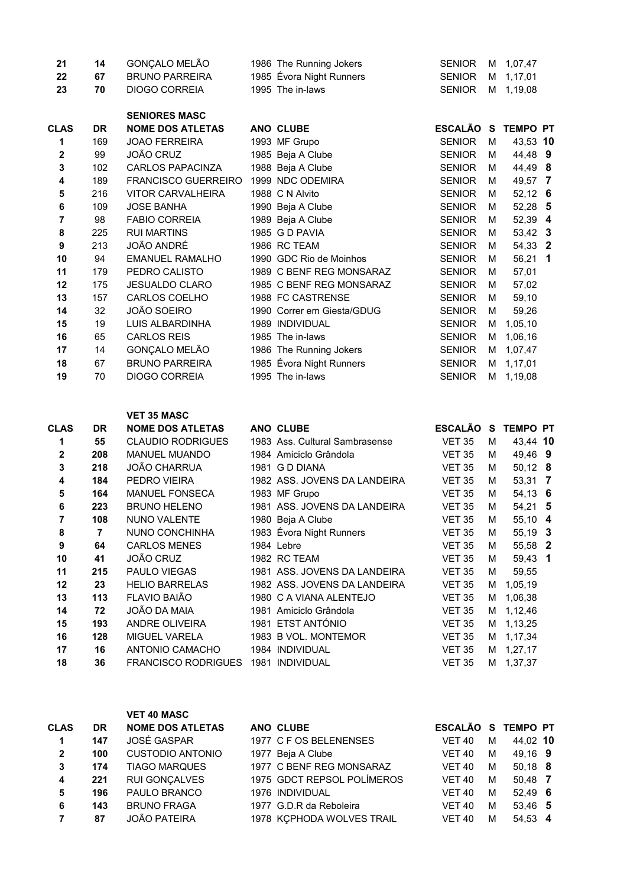| CLAS | DR | NOME DOS ATLETAS | ANO | CLUBE | ESCALÃO | S | TEMPO | PT |
|---|---|---|---|---|---|---|---|---|
| 21 | 14 | GONÇALO MELÃO | 1986 | The Running Jokers | SENIOR | M | 1,07,47 | |
| 22 | 67 | BRUNO PARREIRA | 1985 | Évora Night Runners | SENIOR | M | 1,17,01 | |
| 23 | 70 | DIOGO CORREIA | 1995 | The in-laws | SENIOR | M | 1,19,08 | |

**SENIORES MASC**

| CLAS | DR | NOME DOS ATLETAS | ANO | CLUBE | ESCALÃO | S | TEMPO | PT |
|---|---|---|---|---|---|---|---|---|
| 1 | 169 | JOAO FERREIRA | 1993 | MF Grupo | SENIOR | M | 43,53 | 10 |
| 2 | 99 | JOÃO CRUZ | 1985 | Beja A Clube | SENIOR | M | 44,48 | 9 |
| 3 | 102 | CARLOS PAPACINZA | 1988 | Beja A Clube | SENIOR | M | 44,49 | 8 |
| 4 | 189 | FRANCISCO GUERREIRO | 1999 | NDC ODEMIRA | SENIOR | M | 49,57 | 7 |
| 5 | 216 | VITOR CARVALHEIRA | 1988 | C N Alvito | SENIOR | M | 52,12 | 6 |
| 6 | 109 | JOSE BANHA | 1990 | Beja A Clube | SENIOR | M | 52,28 | 5 |
| 7 | 98 | FABIO CORREIA | 1989 | Beja A Clube | SENIOR | M | 52,39 | 4 |
| 8 | 225 | RUI MARTINS | 1985 | G D PAVIA | SENIOR | M | 53,42 | 3 |
| 9 | 213 | JOÃO ANDRÉ | 1986 | RC TEAM | SENIOR | M | 54,33 | 2 |
| 10 | 94 | EMANUEL RAMALHO | 1990 | GDC Rio de Moinhos | SENIOR | M | 56,21 | 1 |
| 11 | 179 | PEDRO CALISTO | 1989 | C BENF REG MONSARAZ | SENIOR | M | 57,01 | |
| 12 | 175 | JESUALDO CLARO | 1985 | C BENF REG MONSARAZ | SENIOR | M | 57,02 | |
| 13 | 157 | CARLOS COELHO | 1988 | FC CASTRENSE | SENIOR | M | 59,10 | |
| 14 | 32 | JOÃO SOEIRO | 1990 | Correr em Giesta/GDUG | SENIOR | M | 59,26 | |
| 15 | 19 | LUIS ALBARDINHA | 1989 | INDIVIDUAL | SENIOR | M | 1,05,10 | |
| 16 | 65 | CARLOS REIS | 1985 | The in-laws | SENIOR | M | 1,06,16 | |
| 17 | 14 | GONÇALO MELÃO | 1986 | The Running Jokers | SENIOR | M | 1,07,47 | |
| 18 | 67 | BRUNO PARREIRA | 1985 | Évora Night Runners | SENIOR | M | 1,17,01 | |
| 19 | 70 | DIOGO CORREIA | 1995 | The in-laws | SENIOR | M | 1,19,08 | |

**VET 35 MASC**

| CLAS | DR | NOME DOS ATLETAS | ANO | CLUBE | ESCALÃO | S | TEMPO | PT |
|---|---|---|---|---|---|---|---|---|
| 1 | 55 | CLAUDIO RODRIGUES | 1983 | Ass. Cultural Sambrasense | VET 35 | M | 43,44 | 10 |
| 2 | 208 | MANUEL MUANDO | 1984 | Amiciclo Grândola | VET 35 | M | 49,46 | 9 |
| 3 | 218 | JOÃO CHARRUA | 1981 | G D DIANA | VET 35 | M | 50,12 | 8 |
| 4 | 184 | PEDRO VIEIRA | 1982 | ASS. JOVENS DA LANDEIRA | VET 35 | M | 53,31 | 7 |
| 5 | 164 | MANUEL FONSECA | 1983 | MF Grupo | VET 35 | M | 54,13 | 6 |
| 6 | 223 | BRUNO HELENO | 1981 | ASS. JOVENS DA LANDEIRA | VET 35 | M | 54,21 | 5 |
| 7 | 108 | NUNO VALENTE | 1980 | Beja A Clube | VET 35 | M | 55,10 | 4 |
| 8 | 7 | NUNO CONCHINHA | 1983 | Évora Night Runners | VET 35 | M | 55,19 | 3 |
| 9 | 64 | CARLOS MENES | 1984 | Lebre | VET 35 | M | 55,58 | 2 |
| 10 | 41 | JOÃO CRUZ | 1982 | RC TEAM | VET 35 | M | 59,43 | 1 |
| 11 | 215 | PAULO VIEGAS | 1981 | ASS. JOVENS DA LANDEIRA | VET 35 | M | 59,55 | |
| 12 | 23 | HELIO BARRELAS | 1982 | ASS. JOVENS DA LANDEIRA | VET 35 | M | 1,05,19 | |
| 13 | 113 | FLAVIO BAIÃO | 1980 | C A VIANA ALENTEJO | VET 35 | M | 1,06,38 | |
| 14 | 72 | JOÃO DA MAIA | 1981 | Amiciclo Grândola | VET 35 | M | 1,12,46 | |
| 15 | 193 | ANDRE OLIVEIRA | 1981 | ETST ANTÓNIO | VET 35 | M | 1,13,25 | |
| 16 | 128 | MIGUEL VARELA | 1983 | B VOL. MONTEMOR | VET 35 | M | 1,17,34 | |
| 17 | 16 | ANTONIO CAMACHO | 1984 | INDIVIDUAL | VET 35 | M | 1,27,17 | |
| 18 | 36 | FRANCISCO RODRIGUES | 1981 | INDIVIDUAL | VET 35 | M | 1,37,37 | |

**VET 40 MASC**

| CLAS | DR | NOME DOS ATLETAS | ANO | CLUBE | ESCALÃO | S | TEMPO | PT |
|---|---|---|---|---|---|---|---|---|
| 1 | 147 | JOSÉ GASPAR | 1977 | C F OS BELENENSES | VET 40 | M | 44,02 | 10 |
| 2 | 100 | CUSTODIO ANTONIO | 1977 | Beja A Clube | VET 40 | M | 49,16 | 9 |
| 3 | 174 | TIAGO MARQUES | 1977 | C BENF REG MONSARAZ | VET 40 | M | 50,18 | 8 |
| 4 | 221 | RUI GONÇALVES | 1975 | GDCT REPSOL POLÍMEROS | VET 40 | M | 50,48 | 7 |
| 5 | 196 | PAULO BRANCO | 1976 | INDIVIDUAL | VET 40 | M | 52,49 | 6 |
| 6 | 143 | BRUNO FRAGA | 1977 | G.D.R da Reboleira | VET 40 | M | 53,46 | 5 |
| 7 | 87 | JOÃO PATEIRA | 1978 | KÇPHODA WOLVES TRAIL | VET 40 | M | 54,53 | 4 |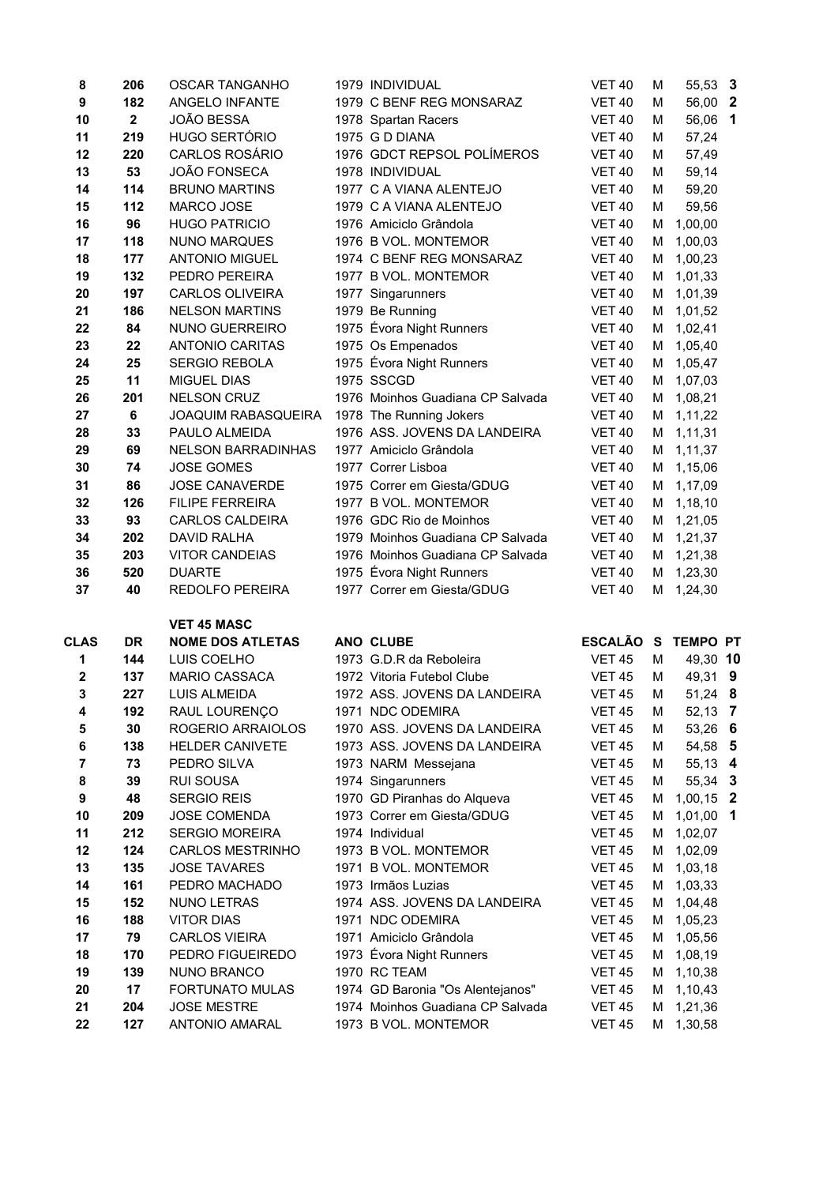| CLAS | DR | NOME DOS ATLETAS | ANO | CLUBE | ESCALÃO | S | TEMPO | PT |
|---|---|---|---|---|---|---|---|---|
| 8 | 206 | OSCAR TANGANHO | 1979 | INDIVIDUAL | VET 40 | M | 55,53 | **3** |
| 9 | 182 | ANGELO INFANTE | 1979 | C BENF REG MONSARAZ | VET 40 | M | 56,00 | **2** |
| 10 | 2 | JOÃO BESSA | 1978 | Spartan Racers | VET 40 | M | 56,06 | **1** |
| 11 | 219 | HUGO SERTÓRIO | 1975 | G D DIANA | VET 40 | M | 57,24 | |
| 12 | 220 | CARLOS ROSÁRIO | 1976 | GDCT REPSOL POLÍMEROS | VET 40 | M | 57,49 | |
| 13 | 53 | JOÃO FONSECA | 1978 | INDIVIDUAL | VET 40 | M | 59,14 | |
| 14 | 114 | BRUNO MARTINS | 1977 | C A VIANA ALENTEJO | VET 40 | M | 59,20 | |
| 15 | 112 | MARCO JOSE | 1979 | C A VIANA ALENTEJO | VET 40 | M | 59,56 | |
| 16 | 96 | HUGO PATRICIO | 1976 | Amiciclo Grândola | VET 40 | M | 1,00,00 | |
| 17 | 118 | NUNO MARQUES | 1976 | B VOL. MONTEMOR | VET 40 | M | 1,00,03 | |
| 18 | 177 | ANTONIO MIGUEL | 1974 | C BENF REG MONSARAZ | VET 40 | M | 1,00,23 | |
| 19 | 132 | PEDRO PEREIRA | 1977 | B VOL. MONTEMOR | VET 40 | M | 1,01,33 | |
| 20 | 197 | CARLOS OLIVEIRA | 1977 | Singarunners | VET 40 | M | 1,01,39 | |
| 21 | 186 | NELSON MARTINS | 1979 | Be Running | VET 40 | M | 1,01,52 | |
| 22 | 84 | NUNO GUERREIRO | 1975 | Évora Night Runners | VET 40 | M | 1,02,41 | |
| 23 | 22 | ANTONIO CARITAS | 1975 | Os Empenados | VET 40 | M | 1,05,40 | |
| 24 | 25 | SERGIO REBOLA | 1975 | Évora Night Runners | VET 40 | M | 1,05,47 | |
| 25 | 11 | MIGUEL DIAS | 1975 | SSCGD | VET 40 | M | 1,07,03 | |
| 26 | 201 | NELSON CRUZ | 1976 | Moinhos Guadiana CP Salvada | VET 40 | M | 1,08,21 | |
| 27 | 6 | JOAQUIM RABASQUEIRA | 1978 | The Running Jokers | VET 40 | M | 1,11,22 | |
| 28 | 33 | PAULO ALMEIDA | 1976 | ASS. JOVENS DA LANDEIRA | VET 40 | M | 1,11,31 | |
| 29 | 69 | NELSON BARRADINHAS | 1977 | Amiciclo Grândola | VET 40 | M | 1,11,37 | |
| 30 | 74 | JOSE GOMES | 1977 | Correr Lisboa | VET 40 | M | 1,15,06 | |
| 31 | 86 | JOSE CANAVERDE | 1975 | Correr em Giesta/GDUG | VET 40 | M | 1,17,09 | |
| 32 | 126 | FILIPE FERREIRA | 1977 | B VOL. MONTEMOR | VET 40 | M | 1,18,10 | |
| 33 | 93 | CARLOS CALDEIRA | 1976 | GDC Rio de Moinhos | VET 40 | M | 1,21,05 | |
| 34 | 202 | DAVID RALHA | 1979 | Moinhos Guadiana CP Salvada | VET 40 | M | 1,21,37 | |
| 35 | 203 | VITOR CANDEIAS | 1976 | Moinhos Guadiana CP Salvada | VET 40 | M | 1,21,38 | |
| 36 | 520 | DUARTE | 1975 | Évora Night Runners | VET 40 | M | 1,23,30 | |
| 37 | 40 | REDOLFO PEREIRA | 1977 | Correr em Giesta/GDUG | VET 40 | M | 1,24,30 | |

**VET 45 MASC**

| CLAS | DR | NOME DOS ATLETAS | ANO | CLUBE | ESCALÃO | S | TEMPO | PT |
|---|---|---|---|---|---|---|---|---|
| 1 | 144 | LUIS COELHO | 1973 | G.D.R da Reboleira | VET 45 | M | 49,30 | **10** |
| 2 | 137 | MARIO CASSACA | 1972 | Vitoria Futebol Clube | VET 45 | M | 49,31 | **9** |
| 3 | 227 | LUIS ALMEIDA | 1972 | ASS. JOVENS DA LANDEIRA | VET 45 | M | 51,24 | **8** |
| 4 | 192 | RAUL LOURENÇO | 1971 | NDC ODEMIRA | VET 45 | M | 52,13 | **7** |
| 5 | 30 | ROGERIO ARRAIOLOS | 1970 | ASS. JOVENS DA LANDEIRA | VET 45 | M | 53,26 | **6** |
| 6 | 138 | HELDER CANIVETE | 1973 | ASS. JOVENS DA LANDEIRA | VET 45 | M | 54,58 | **5** |
| 7 | 73 | PEDRO SILVA | 1973 | NARM Messejana | VET 45 | M | 55,13 | **4** |
| 8 | 39 | RUI SOUSA | 1974 | Singarunners | VET 45 | M | 55,34 | **3** |
| 9 | 48 | SERGIO REIS | 1970 | GD Piranhas do Alqueva | VET 45 | M | 1,00,15 | **2** |
| 10 | 209 | JOSE COMENDA | 1973 | Correr em Giesta/GDUG | VET 45 | M | 1,01,00 | **1** |
| 11 | 212 | SERGIO MOREIRA | 1974 | Individual | VET 45 | M | 1,02,07 | |
| 12 | 124 | CARLOS MESTRINHO | 1973 | B VOL. MONTEMOR | VET 45 | M | 1,02,09 | |
| 13 | 135 | JOSE TAVARES | 1971 | B VOL. MONTEMOR | VET 45 | M | 1,03,18 | |
| 14 | 161 | PEDRO MACHADO | 1973 | Irmãos Luzias | VET 45 | M | 1,03,33 | |
| 15 | 152 | NUNO LETRAS | 1974 | ASS. JOVENS DA LANDEIRA | VET 45 | M | 1,04,48 | |
| 16 | 188 | VITOR DIAS | 1971 | NDC ODEMIRA | VET 45 | M | 1,05,23 | |
| 17 | 79 | CARLOS VIEIRA | 1971 | Amiciclo Grândola | VET 45 | M | 1,05,56 | |
| 18 | 170 | PEDRO FIGUEIREDO | 1973 | Évora Night Runners | VET 45 | M | 1,08,19 | |
| 19 | 139 | NUNO BRANCO | 1970 | RC TEAM | VET 45 | M | 1,10,38 | |
| 20 | 17 | FORTUNATO MULAS | 1974 | GD Baronia "Os Alentejanos" | VET 45 | M | 1,10,43 | |
| 21 | 204 | JOSE MESTRE | 1974 | Moinhos Guadiana CP Salvada | VET 45 | M | 1,21,36 | |
| 22 | 127 | ANTONIO AMARAL | 1973 | B VOL. MONTEMOR | VET 45 | M | 1,30,58 | |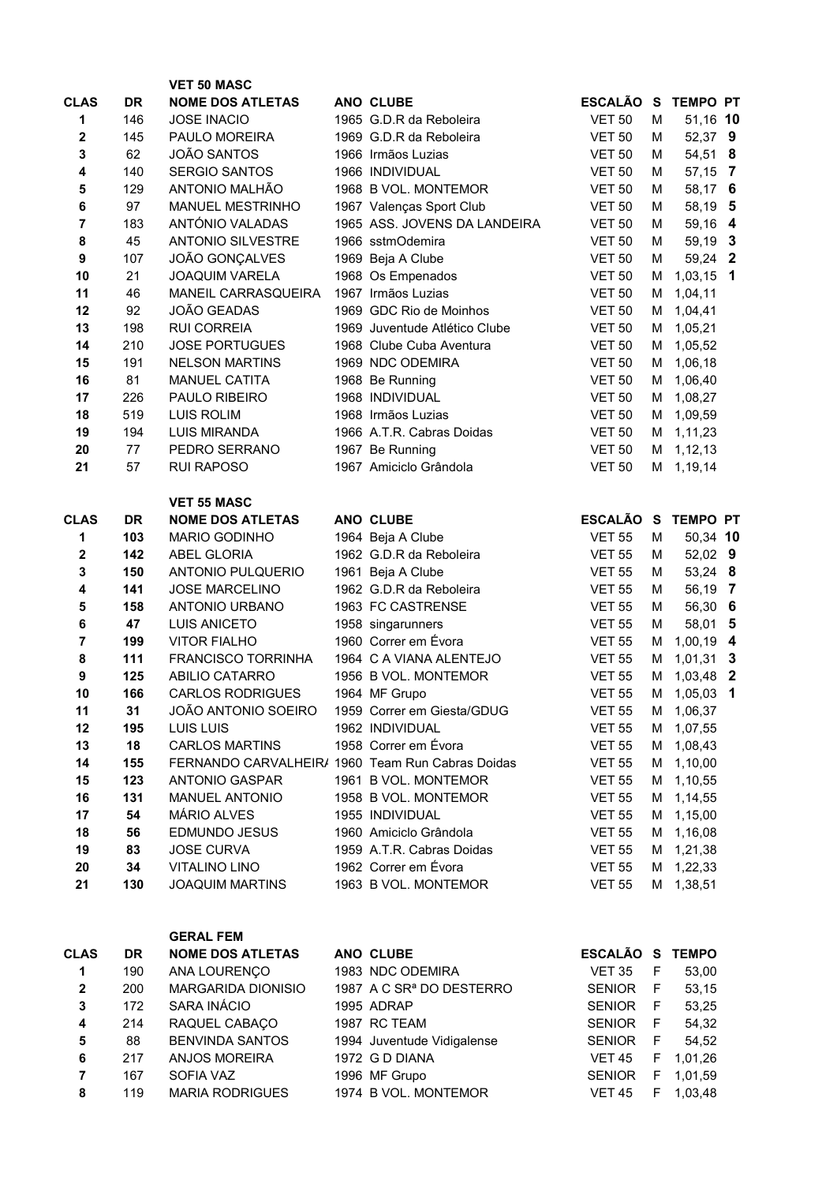### VET 50 MASC

| CLAS | DR | NOME DOS ATLETAS | ANO | CLUBE | ESCALÃO | S | TEMPO | PT |
|---|---|---|---|---|---|---|---|---|
| **1** | 146 | JOSE INACIO | 1965 | G.D.R da Reboleira | VET 50 | M | 51,16 | **10** |
| **2** | 145 | PAULO MOREIRA | 1969 | G.D.R da Reboleira | VET 50 | M | 52,37 | **9** |
| **3** | 62 | JOÃO SANTOS | 1966 | Irmãos Luzias | VET 50 | M | 54,51 | **8** |
| **4** | 140 | SERGIO SANTOS | 1966 | INDIVIDUAL | VET 50 | M | 57,15 | **7** |
| **5** | 129 | ANTONIO MALHÃO | 1968 | B VOL. MONTEMOR | VET 50 | M | 58,17 | **6** |
| **6** | 97 | MANUEL MESTRINHO | 1967 | Valenças Sport Club | VET 50 | M | 58,19 | **5** |
| **7** | 183 | ANTÓNIO VALADAS | 1965 | ASS. JOVENS DA LANDEIRA | VET 50 | M | 59,16 | **4** |
| **8** | 45 | ANTONIO SILVESTRE | 1966 | sstmOdemira | VET 50 | M | 59,19 | **3** |
| **9** | 107 | JOÃO GONÇALVES | 1969 | Beja A Clube | VET 50 | M | 59,24 | **2** |
| **10** | 21 | JOAQUIM VARELA | 1968 | Os Empenados | VET 50 | M | 1,03,15 | **1** |
| **11** | 46 | MANEIL CARRASQUEIRA | 1967 | Irmãos Luzias | VET 50 | M | 1,04,11 | |
| **12** | 92 | JOÃO GEADAS | 1969 | GDC Rio de Moinhos | VET 50 | M | 1,04,41 | |
| **13** | 198 | RUI CORREIA | 1969 | Juventude Atlético Clube | VET 50 | M | 1,05,21 | |
| **14** | 210 | JOSE PORTUGUES | 1968 | Clube Cuba Aventura | VET 50 | M | 1,05,52 | |
| **15** | 191 | NELSON MARTINS | 1969 | NDC ODEMIRA | VET 50 | M | 1,06,18 | |
| **16** | 81 | MANUEL CATITA | 1968 | Be Running | VET 50 | M | 1,06,40 | |
| **17** | 226 | PAULO RIBEIRO | 1968 | INDIVIDUAL | VET 50 | M | 1,08,27 | |
| **18** | 519 | LUIS ROLIM | 1968 | Irmãos Luzias | VET 50 | M | 1,09,59 | |
| **19** | 194 | LUIS MIRANDA | 1966 | A.T.R. Cabras Doidas | VET 50 | M | 1,11,23 | |
| **20** | 77 | PEDRO SERRANO | 1967 | Be Running | VET 50 | M | 1,12,13 | |
| **21** | 57 | RUI RAPOSO | 1967 | Amiciclo Grândola | VET 50 | M | 1,19,14 | |

### VET 55 MASC

| CLAS | DR | NOME DOS ATLETAS | ANO | CLUBE | ESCALÃO | S | TEMPO | PT |
|---|---|---|---|---|---|---|---|---|
| **1** | **103** | MARIO GODINHO | 1964 | Beja A Clube | VET 55 | M | 50,34 | **10** |
| **2** | **142** | ABEL GLORIA | 1962 | G.D.R da Reboleira | VET 55 | M | 52,02 | **9** |
| **3** | **150** | ANTONIO PULQUERIO | 1961 | Beja A Clube | VET 55 | M | 53,24 | **8** |
| **4** | **141** | JOSE MARCELINO | 1962 | G.D.R da Reboleira | VET 55 | M | 56,19 | **7** |
| **5** | **158** | ANTONIO URBANO | 1963 | FC CASTRENSE | VET 55 | M | 56,30 | **6** |
| **6** | **47** | LUIS ANICETO | 1958 | singarunners | VET 55 | M | 58,01 | **5** |
| **7** | **199** | VITOR FIALHO | 1960 | Correr em Évora | VET 55 | M | 1,00,19 | **4** |
| **8** | **111** | FRANCISCO TORRINHA | 1964 | C A VIANA ALENTEJO | VET 55 | M | 1,01,31 | **3** |
| **9** | **125** | ABILIO CATARRO | 1956 | B VOL. MONTEMOR | VET 55 | M | 1,03,48 | **2** |
| **10** | **166** | CARLOS RODRIGUES | 1964 | MF Grupo | VET 55 | M | 1,05,03 | **1** |
| **11** | **31** | JOÃO ANTONIO SOEIRO | 1959 | Correr em Giesta/GDUG | VET 55 | M | 1,06,37 | |
| **12** | **195** | LUIS LUIS | 1962 | INDIVIDUAL | VET 55 | M | 1,07,55 | |
| **13** | **18** | CARLOS MARTINS | 1958 | Correr em Évora | VET 55 | M | 1,08,43 | |
| **14** | **155** | FERNANDO CARVALHEIR/ | 1960 | Team Run Cabras Doidas | VET 55 | M | 1,10,00 | |
| **15** | **123** | ANTONIO GASPAR | 1961 | B VOL. MONTEMOR | VET 55 | M | 1,10,55 | |
| **16** | **131** | MANUEL ANTONIO | 1958 | B VOL. MONTEMOR | VET 55 | M | 1,14,55 | |
| **17** | **54** | MÁRIO ALVES | 1955 | INDIVIDUAL | VET 55 | M | 1,15,00 | |
| **18** | **56** | EDMUNDO JESUS | 1960 | Amiciclo Grândola | VET 55 | M | 1,16,08 | |
| **19** | **83** | JOSE CURVA | 1959 | A.T.R. Cabras Doidas | VET 55 | M | 1,21,38 | |
| **20** | **34** | VITALINO LINO | 1962 | Correr em Évora | VET 55 | M | 1,22,33 | |
| **21** | **130** | JOAQUIM MARTINS | 1963 | B VOL. MONTEMOR | VET 55 | M | 1,38,51 | |

### GERAL FEM

| CLAS | DR | NOME DOS ATLETAS | ANO | CLUBE | ESCALÃO | S | TEMPO |
|---|---|---|---|---|---|---|---|
| **1** | 190 | ANA LOURENÇO | 1983 | NDC ODEMIRA | VET 35 | F | 53,00 |
| **2** | 200 | MARGARIDA DIONISIO | 1987 | A C SRª DO DESTERRO | SENIOR | F | 53,15 |
| **3** | 172 | SARA INÁCIO | 1995 | ADRAP | SENIOR | F | 53,25 |
| **4** | 214 | RAQUEL CABAÇO | 1987 | RC TEAM | SENIOR | F | 54,32 |
| **5** | 88 | BENVINDA SANTOS | 1994 | Juventude Vidigalense | SENIOR | F | 54,52 |
| **6** | 217 | ANJOS MOREIRA | 1972 | G D DIANA | VET 45 | F | 1,01,26 |
| **7** | 167 | SOFIA VAZ | 1996 | MF Grupo | SENIOR | F | 1,01,59 |
| **8** | 119 | MARIA RODRIGUES | 1974 | B VOL. MONTEMOR | VET 45 | F | 1,03,48 |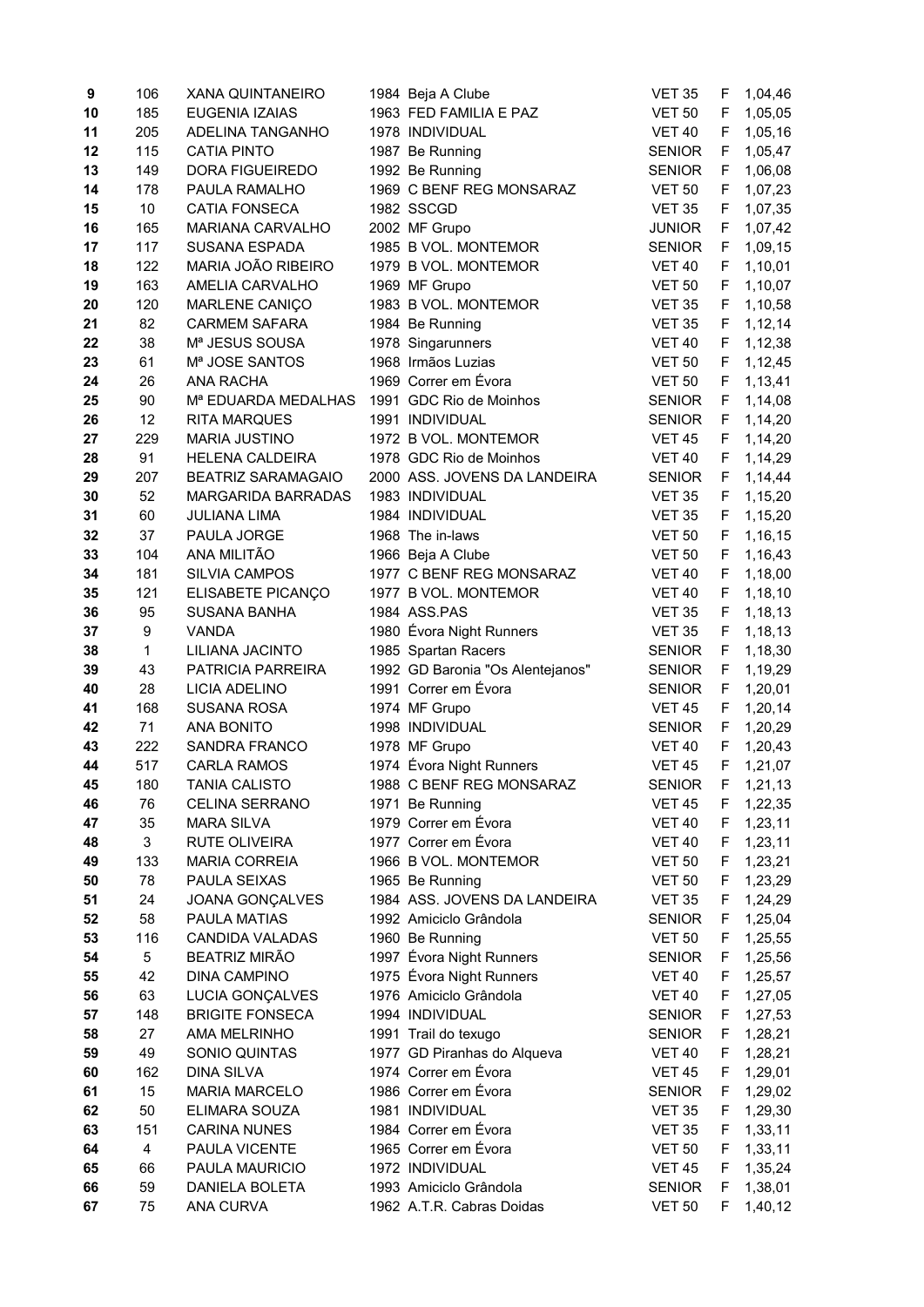| | | | | | | | |
|---|---|---|---|---|---|---|---|
| 9 | 106 | XANA QUINTANEIRO | 1984 | Beja A Clube | VET 35 | F | 1,04,46 |
| 10 | 185 | EUGENIA IZAIAS | 1963 | FED FAMILIA E PAZ | VET 50 | F | 1,05,05 |
| 11 | 205 | ADELINA TANGANHO | 1978 | INDIVIDUAL | VET 40 | F | 1,05,16 |
| 12 | 115 | CATIA PINTO | 1987 | Be Running | SENIOR | F | 1,05,47 |
| 13 | 149 | DORA FIGUEIREDO | 1992 | Be Running | SENIOR | F | 1,06,08 |
| 14 | 178 | PAULA RAMALHO | 1969 | C BENF REG MONSARAZ | VET 50 | F | 1,07,23 |
| 15 | 10 | CATIA FONSECA | 1982 | SSCGD | VET 35 | F | 1,07,35 |
| 16 | 165 | MARIANA CARVALHO | 2002 | MF Grupo | JUNIOR | F | 1,07,42 |
| 17 | 117 | SUSANA ESPADA | 1985 | B VOL. MONTEMOR | SENIOR | F | 1,09,15 |
| 18 | 122 | MARIA JOÃO RIBEIRO | 1979 | B VOL. MONTEMOR | VET 40 | F | 1,10,01 |
| 19 | 163 | AMELIA CARVALHO | 1969 | MF Grupo | VET 50 | F | 1,10,07 |
| 20 | 120 | MARLENE CANIÇO | 1983 | B VOL. MONTEMOR | VET 35 | F | 1,10,58 |
| 21 | 82 | CARMEM SAFARA | 1984 | Be Running | VET 35 | F | 1,12,14 |
| 22 | 38 | Mª JESUS SOUSA | 1978 | Singarunners | VET 40 | F | 1,12,38 |
| 23 | 61 | Mª JOSE SANTOS | 1968 | Irmãos Luzias | VET 50 | F | 1,12,45 |
| 24 | 26 | ANA RACHA | 1969 | Correr em Évora | VET 50 | F | 1,13,41 |
| 25 | 90 | Mª EDUARDA MEDALHAS | 1991 | GDC Rio de Moinhos | SENIOR | F | 1,14,08 |
| 26 | 12 | RITA MARQUES | 1991 | INDIVIDUAL | SENIOR | F | 1,14,20 |
| 27 | 229 | MARIA JUSTINO | 1972 | B VOL. MONTEMOR | VET 45 | F | 1,14,20 |
| 28 | 91 | HELENA CALDEIRA | 1978 | GDC Rio de Moinhos | VET 40 | F | 1,14,29 |
| 29 | 207 | BEATRIZ SARAMAGAIO | 2000 | ASS. JOVENS DA LANDEIRA | SENIOR | F | 1,14,44 |
| 30 | 52 | MARGARIDA BARRADAS | 1983 | INDIVIDUAL | VET 35 | F | 1,15,20 |
| 31 | 60 | JULIANA LIMA | 1984 | INDIVIDUAL | VET 35 | F | 1,15,20 |
| 32 | 37 | PAULA JORGE | 1968 | The in-laws | VET 50 | F | 1,16,15 |
| 33 | 104 | ANA MILITÃO | 1966 | Beja A Clube | VET 50 | F | 1,16,43 |
| 34 | 181 | SILVIA CAMPOS | 1977 | C BENF REG MONSARAZ | VET 40 | F | 1,18,00 |
| 35 | 121 | ELISABETE PICANÇO | 1977 | B VOL. MONTEMOR | VET 40 | F | 1,18,10 |
| 36 | 95 | SUSANA BANHA | 1984 | ASS.PAS | VET 35 | F | 1,18,13 |
| 37 | 9 | VANDA | 1980 | Évora Night Runners | VET 35 | F | 1,18,13 |
| 38 | 1 | LILIANA JACINTO | 1985 | Spartan Racers | SENIOR | F | 1,18,30 |
| 39 | 43 | PATRICIA PARREIRA | 1992 | GD Baronia "Os Alentejanos" | SENIOR | F | 1,19,29 |
| 40 | 28 | LICIA ADELINO | 1991 | Correr em Évora | SENIOR | F | 1,20,01 |
| 41 | 168 | SUSANA ROSA | 1974 | MF Grupo | VET 45 | F | 1,20,14 |
| 42 | 71 | ANA BONITO | 1998 | INDIVIDUAL | SENIOR | F | 1,20,29 |
| 43 | 222 | SANDRA FRANCO | 1978 | MF Grupo | VET 40 | F | 1,20,43 |
| 44 | 517 | CARLA RAMOS | 1974 | Évora Night Runners | VET 45 | F | 1,21,07 |
| 45 | 180 | TANIA CALISTO | 1988 | C BENF REG MONSARAZ | SENIOR | F | 1,21,13 |
| 46 | 76 | CELINA SERRANO | 1971 | Be Running | VET 45 | F | 1,22,35 |
| 47 | 35 | MARA SILVA | 1979 | Correr em Évora | VET 40 | F | 1,23,11 |
| 48 | 3 | RUTE OLIVEIRA | 1977 | Correr em Évora | VET 40 | F | 1,23,11 |
| 49 | 133 | MARIA CORREIA | 1966 | B VOL. MONTEMOR | VET 50 | F | 1,23,21 |
| 50 | 78 | PAULA SEIXAS | 1965 | Be Running | VET 50 | F | 1,23,29 |
| 51 | 24 | JOANA GONÇALVES | 1984 | ASS. JOVENS DA LANDEIRA | VET 35 | F | 1,24,29 |
| 52 | 58 | PAULA MATIAS | 1992 | Amiciclo Grândola | SENIOR | F | 1,25,04 |
| 53 | 116 | CANDIDA VALADAS | 1960 | Be Running | VET 50 | F | 1,25,55 |
| 54 | 5 | BEATRIZ MIRÃO | 1997 | Évora Night Runners | SENIOR | F | 1,25,56 |
| 55 | 42 | DINA CAMPINO | 1975 | Évora Night Runners | VET 40 | F | 1,25,57 |
| 56 | 63 | LUCIA GONÇALVES | 1976 | Amiciclo Grândola | VET 40 | F | 1,27,05 |
| 57 | 148 | BRIGITE FONSECA | 1994 | INDIVIDUAL | SENIOR | F | 1,27,53 |
| 58 | 27 | AMA MELRINHO | 1991 | Trail do texugo | SENIOR | F | 1,28,21 |
| 59 | 49 | SONIO QUINTAS | 1977 | GD Piranhas do Alqueva | VET 40 | F | 1,28,21 |
| 60 | 162 | DINA SILVA | 1974 | Correr em Évora | VET 45 | F | 1,29,01 |
| 61 | 15 | MARIA MARCELO | 1986 | Correr em Évora | SENIOR | F | 1,29,02 |
| 62 | 50 | ELIMARA SOUZA | 1981 | INDIVIDUAL | VET 35 | F | 1,29,30 |
| 63 | 151 | CARINA NUNES | 1984 | Correr em Évora | VET 35 | F | 1,33,11 |
| 64 | 4 | PAULA VICENTE | 1965 | Correr em Évora | VET 50 | F | 1,33,11 |
| 65 | 66 | PAULA MAURICIO | 1972 | INDIVIDUAL | VET 45 | F | 1,35,24 |
| 66 | 59 | DANIELA BOLETA | 1993 | Amiciclo Grândola | SENIOR | F | 1,38,01 |
| 67 | 75 | ANA CURVA | 1962 | A.T.R. Cabras Doidas | VET 50 | F | 1,40,12 |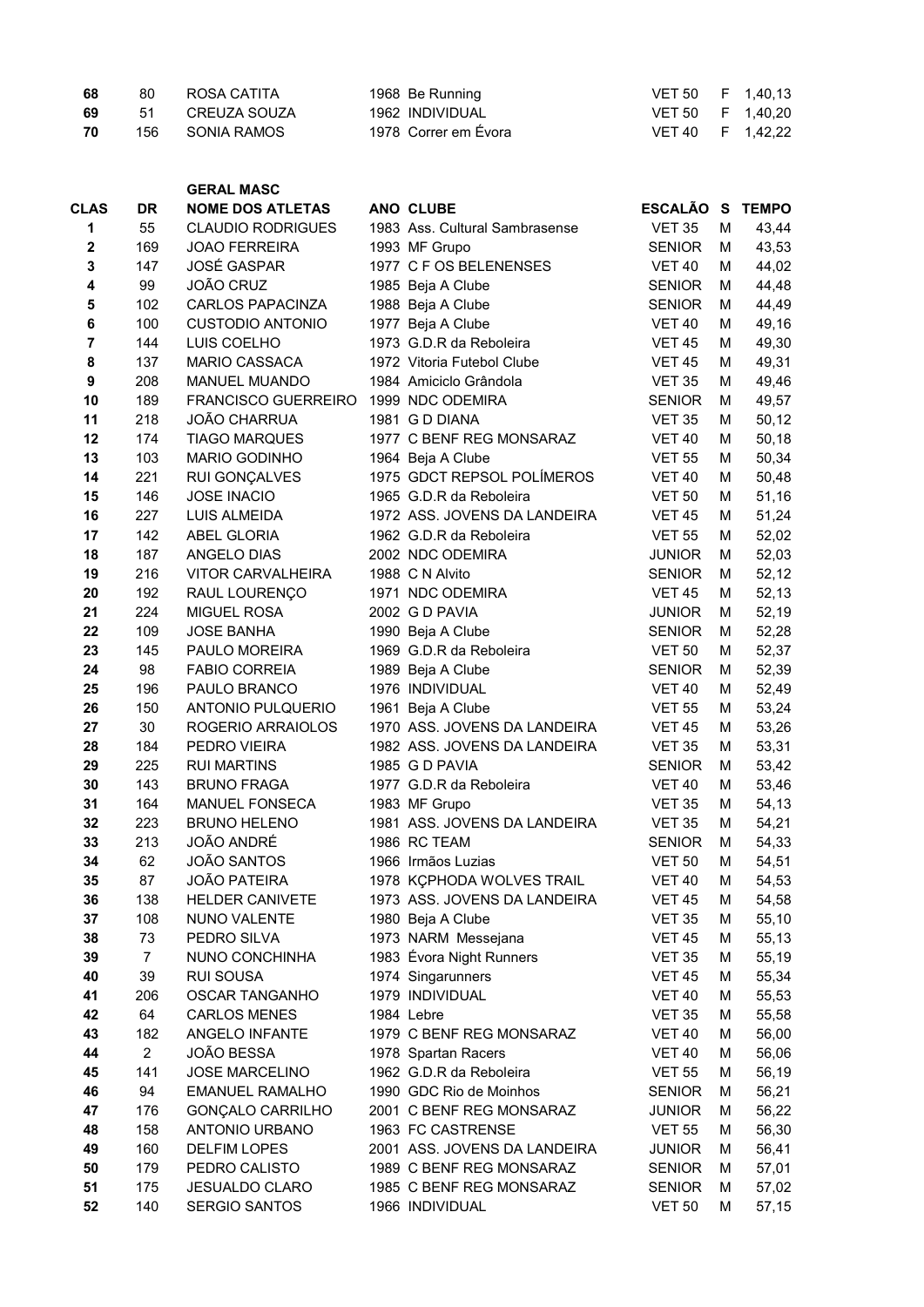| | | | | | | | |
|---|---|---|---|---|---|---|---|
| **68** | 80 | ROSA CATITA | 1968 | Be Running | VET 50 | F | 1,40,13 |
| **69** | 51 | CREUZA SOUZA | 1962 | INDIVIDUAL | VET 50 | F | 1,40,20 |
| **70** | 156 | SONIA RAMOS | 1978 | Correr em Évora | VET 40 | F | 1,42,22 |

**GERAL MASC**

| CLAS | DR | NOME DOS ATLETAS | ANO | CLUBE | ESCALÃO | S | TEMPO |
|---|---|---|---|---|---|---|---|
| **1** | 55 | CLAUDIO RODRIGUES | 1983 | Ass. Cultural Sambrasense | VET 35 | M | 43,44 |
| **2** | 169 | JOAO FERREIRA | 1993 | MF Grupo | SENIOR | M | 43,53 |
| **3** | 147 | JOSÉ GASPAR | 1977 | C F OS BELENENSES | VET 40 | M | 44,02 |
| **4** | 99 | JOÃO CRUZ | 1985 | Beja A Clube | SENIOR | M | 44,48 |
| **5** | 102 | CARLOS PAPACINZA | 1988 | Beja A Clube | SENIOR | M | 44,49 |
| **6** | 100 | CUSTODIO ANTONIO | 1977 | Beja A Clube | VET 40 | M | 49,16 |
| **7** | 144 | LUIS COELHO | 1973 | G.D.R da Reboleira | VET 45 | M | 49,30 |
| **8** | 137 | MARIO CASSACA | 1972 | Vitoria Futebol Clube | VET 45 | M | 49,31 |
| **9** | 208 | MANUEL MUANDO | 1984 | Amiciclo Grândola | VET 35 | M | 49,46 |
| **10** | 189 | FRANCISCO GUERREIRO | 1999 | NDC ODEMIRA | SENIOR | M | 49,57 |
| **11** | 218 | JOÃO CHARRUA | 1981 | G D DIANA | VET 35 | M | 50,12 |
| **12** | 174 | TIAGO MARQUES | 1977 | C BENF REG MONSARAZ | VET 40 | M | 50,18 |
| **13** | 103 | MARIO GODINHO | 1964 | Beja A Clube | VET 55 | M | 50,34 |
| **14** | 221 | RUI GONÇALVES | 1975 | GDCT REPSOL POLÍMEROS | VET 40 | M | 50,48 |
| **15** | 146 | JOSE INACIO | 1965 | G.D.R da Reboleira | VET 50 | M | 51,16 |
| **16** | 227 | LUIS ALMEIDA | 1972 | ASS. JOVENS DA LANDEIRA | VET 45 | M | 51,24 |
| **17** | 142 | ABEL GLORIA | 1962 | G.D.R da Reboleira | VET 55 | M | 52,02 |
| **18** | 187 | ANGELO DIAS | 2002 | NDC ODEMIRA | JUNIOR | M | 52,03 |
| **19** | 216 | VITOR CARVALHEIRA | 1988 | C N Alvito | SENIOR | M | 52,12 |
| **20** | 192 | RAUL LOURENÇO | 1971 | NDC ODEMIRA | VET 45 | M | 52,13 |
| **21** | 224 | MIGUEL ROSA | 2002 | G D PAVIA | JUNIOR | M | 52,19 |
| **22** | 109 | JOSE BANHA | 1990 | Beja A Clube | SENIOR | M | 52,28 |
| **23** | 145 | PAULO MOREIRA | 1969 | G.D.R da Reboleira | VET 50 | M | 52,37 |
| **24** | 98 | FABIO CORREIA | 1989 | Beja A Clube | SENIOR | M | 52,39 |
| **25** | 196 | PAULO BRANCO | 1976 | INDIVIDUAL | VET 40 | M | 52,49 |
| **26** | 150 | ANTONIO PULQUERIO | 1961 | Beja A Clube | VET 55 | M | 53,24 |
| **27** | 30 | ROGERIO ARRAIOLOS | 1970 | ASS. JOVENS DA LANDEIRA | VET 45 | M | 53,26 |
| **28** | 184 | PEDRO VIEIRA | 1982 | ASS. JOVENS DA LANDEIRA | VET 35 | M | 53,31 |
| **29** | 225 | RUI MARTINS | 1985 | G D PAVIA | SENIOR | M | 53,42 |
| **30** | 143 | BRUNO FRAGA | 1977 | G.D.R da Reboleira | VET 40 | M | 53,46 |
| **31** | 164 | MANUEL FONSECA | 1983 | MF Grupo | VET 35 | M | 54,13 |
| **32** | 223 | BRUNO HELENO | 1981 | ASS. JOVENS DA LANDEIRA | VET 35 | M | 54,21 |
| **33** | 213 | JOÃO ANDRÉ | 1986 | RC TEAM | SENIOR | M | 54,33 |
| **34** | 62 | JOÃO SANTOS | 1966 | Irmãos Luzias | VET 50 | M | 54,51 |
| **35** | 87 | JOÃO PATEIRA | 1978 | KÇPHODA WOLVES TRAIL | VET 40 | M | 54,53 |
| **36** | 138 | HELDER CANIVETE | 1973 | ASS. JOVENS DA LANDEIRA | VET 45 | M | 54,58 |
| **37** | 108 | NUNO VALENTE | 1980 | Beja A Clube | VET 35 | M | 55,10 |
| **38** | 73 | PEDRO SILVA | 1973 | NARM Messejana | VET 45 | M | 55,13 |
| **39** | 7 | NUNO CONCHINHA | 1983 | Évora Night Runners | VET 35 | M | 55,19 |
| **40** | 39 | RUI SOUSA | 1974 | Singarunners | VET 45 | M | 55,34 |
| **41** | 206 | OSCAR TANGANHO | 1979 | INDIVIDUAL | VET 40 | M | 55,53 |
| **42** | 64 | CARLOS MENES | 1984 | Lebre | VET 35 | M | 55,58 |
| **43** | 182 | ANGELO INFANTE | 1979 | C BENF REG MONSARAZ | VET 40 | M | 56,00 |
| **44** | 2 | JOÃO BESSA | 1978 | Spartan Racers | VET 40 | M | 56,06 |
| **45** | 141 | JOSE MARCELINO | 1962 | G.D.R da Reboleira | VET 55 | M | 56,19 |
| **46** | 94 | EMANUEL RAMALHO | 1990 | GDC Rio de Moinhos | SENIOR | M | 56,21 |
| **47** | 176 | GONÇALO CARRILHO | 2001 | C BENF REG MONSARAZ | JUNIOR | M | 56,22 |
| **48** | 158 | ANTONIO URBANO | 1963 | FC CASTRENSE | VET 55 | M | 56,30 |
| **49** | 160 | DELFIM LOPES | 2001 | ASS. JOVENS DA LANDEIRA | JUNIOR | M | 56,41 |
| **50** | 179 | PEDRO CALISTO | 1989 | C BENF REG MONSARAZ | SENIOR | M | 57,01 |
| **51** | 175 | JESUALDO CLARO | 1985 | C BENF REG MONSARAZ | SENIOR | M | 57,02 |
| **52** | 140 | SERGIO SANTOS | 1966 | INDIVIDUAL | VET 50 | M | 57,15 |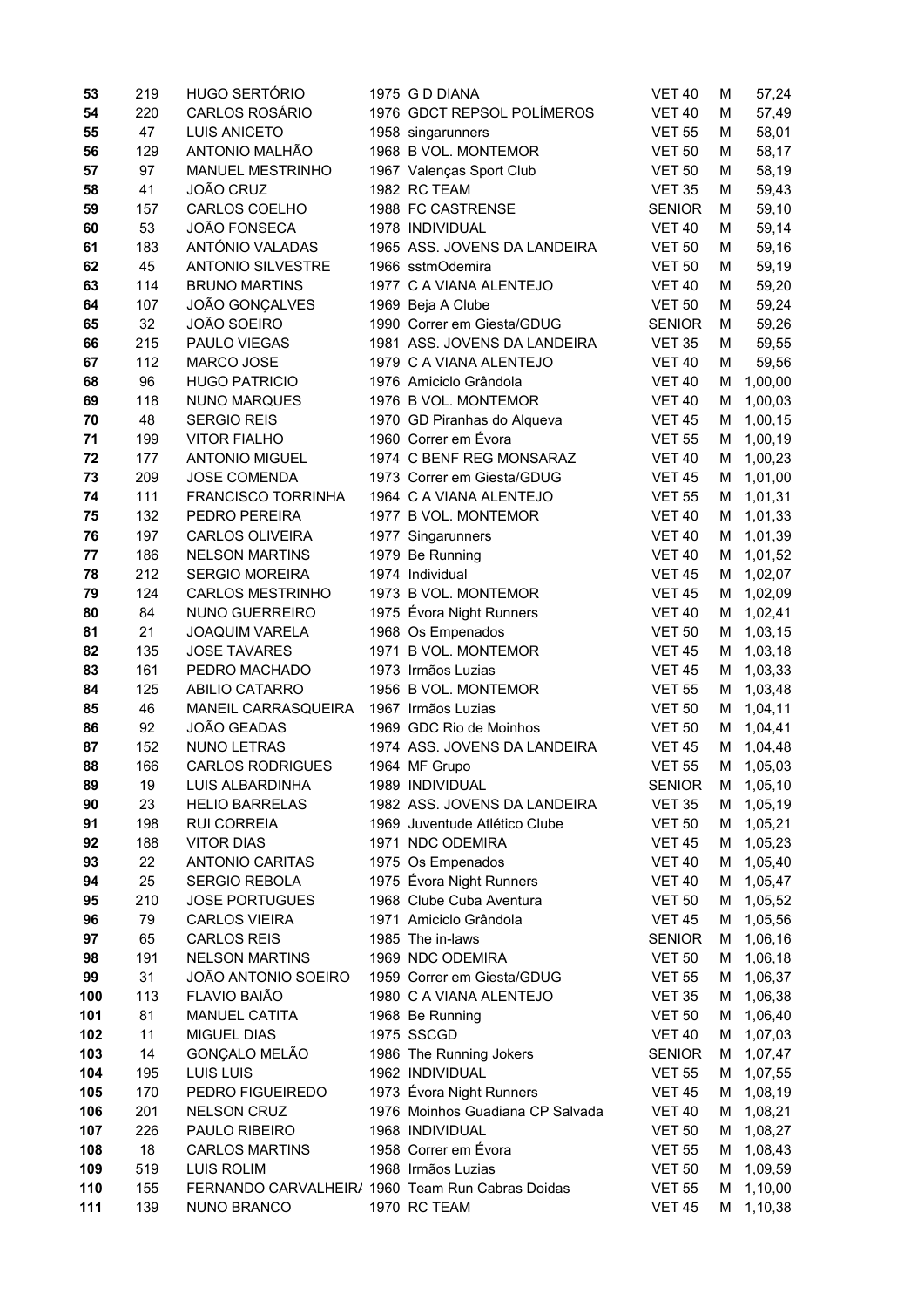| | | | | | | | |
|---|---|---|---|---|---|---|---|
| 53 | 219 | HUGO SERTÓRIO | 1975 | G D DIANA | VET 40 | M | 57,24 |
| 54 | 220 | CARLOS ROSÁRIO | 1976 | GDCT REPSOL POLÍMEROS | VET 40 | M | 57,49 |
| 55 | 47 | LUIS ANICETO | 1958 | singarunners | VET 55 | M | 58,01 |
| 56 | 129 | ANTONIO MALHÃO | 1968 | B VOL. MONTEMOR | VET 50 | M | 58,17 |
| 57 | 97 | MANUEL MESTRINHO | 1967 | Valenças Sport Club | VET 50 | M | 58,19 |
| 58 | 41 | JOÃO CRUZ | 1982 | RC TEAM | VET 35 | M | 59,43 |
| 59 | 157 | CARLOS COELHO | 1988 | FC CASTRENSE | SENIOR | M | 59,10 |
| 60 | 53 | JOÃO FONSECA | 1978 | INDIVIDUAL | VET 40 | M | 59,14 |
| 61 | 183 | ANTÓNIO VALADAS | 1965 | ASS. JOVENS DA LANDEIRA | VET 50 | M | 59,16 |
| 62 | 45 | ANTONIO SILVESTRE | 1966 | sstmOdemira | VET 50 | M | 59,19 |
| 63 | 114 | BRUNO MARTINS | 1977 | C A VIANA ALENTEJO | VET 40 | M | 59,20 |
| 64 | 107 | JOÃO GONÇALVES | 1969 | Beja A Clube | VET 50 | M | 59,24 |
| 65 | 32 | JOÃO SOEIRO | 1990 | Correr em Giesta/GDUG | SENIOR | M | 59,26 |
| 66 | 215 | PAULO VIEGAS | 1981 | ASS. JOVENS DA LANDEIRA | VET 35 | M | 59,55 |
| 67 | 112 | MARCO JOSE | 1979 | C A VIANA ALENTEJO | VET 40 | M | 59,56 |
| 68 | 96 | HUGO PATRICIO | 1976 | Amiciclo Grândola | VET 40 | M | 1,00,00 |
| 69 | 118 | NUNO MARQUES | 1976 | B VOL. MONTEMOR | VET 40 | M | 1,00,03 |
| 70 | 48 | SERGIO REIS | 1970 | GD Piranhas do Alqueva | VET 45 | M | 1,00,15 |
| 71 | 199 | VITOR FIALHO | 1960 | Correr em Évora | VET 55 | M | 1,00,19 |
| 72 | 177 | ANTONIO MIGUEL | 1974 | C BENF REG MONSARAZ | VET 40 | M | 1,00,23 |
| 73 | 209 | JOSE COMENDA | 1973 | Correr em Giesta/GDUG | VET 45 | M | 1,01,00 |
| 74 | 111 | FRANCISCO TORRINHA | 1964 | C A VIANA ALENTEJO | VET 55 | M | 1,01,31 |
| 75 | 132 | PEDRO PEREIRA | 1977 | B VOL. MONTEMOR | VET 40 | M | 1,01,33 |
| 76 | 197 | CARLOS OLIVEIRA | 1977 | Singarunners | VET 40 | M | 1,01,39 |
| 77 | 186 | NELSON MARTINS | 1979 | Be Running | VET 40 | M | 1,01,52 |
| 78 | 212 | SERGIO MOREIRA | 1974 | Individual | VET 45 | M | 1,02,07 |
| 79 | 124 | CARLOS MESTRINHO | 1973 | B VOL. MONTEMOR | VET 45 | M | 1,02,09 |
| 80 | 84 | NUNO GUERREIRO | 1975 | Évora Night Runners | VET 40 | M | 1,02,41 |
| 81 | 21 | JOAQUIM VARELA | 1968 | Os Empenados | VET 50 | M | 1,03,15 |
| 82 | 135 | JOSE TAVARES | 1971 | B VOL. MONTEMOR | VET 45 | M | 1,03,18 |
| 83 | 161 | PEDRO MACHADO | 1973 | Irmãos Luzias | VET 45 | M | 1,03,33 |
| 84 | 125 | ABILIO CATARRO | 1956 | B VOL. MONTEMOR | VET 55 | M | 1,03,48 |
| 85 | 46 | MANEIL CARRASQUEIRA | 1967 | Irmãos Luzias | VET 50 | M | 1,04,11 |
| 86 | 92 | JOÃO GEADAS | 1969 | GDC Rio de Moinhos | VET 50 | M | 1,04,41 |
| 87 | 152 | NUNO LETRAS | 1974 | ASS. JOVENS DA LANDEIRA | VET 45 | M | 1,04,48 |
| 88 | 166 | CARLOS RODRIGUES | 1964 | MF Grupo | VET 55 | M | 1,05,03 |
| 89 | 19 | LUIS ALBARDINHA | 1989 | INDIVIDUAL | SENIOR | M | 1,05,10 |
| 90 | 23 | HELIO BARRELAS | 1982 | ASS. JOVENS DA LANDEIRA | VET 35 | M | 1,05,19 |
| 91 | 198 | RUI CORREIA | 1969 | Juventude Atlético Clube | VET 50 | M | 1,05,21 |
| 92 | 188 | VITOR DIAS | 1971 | NDC ODEMIRA | VET 45 | M | 1,05,23 |
| 93 | 22 | ANTONIO CARITAS | 1975 | Os Empenados | VET 40 | M | 1,05,40 |
| 94 | 25 | SERGIO REBOLA | 1975 | Évora Night Runners | VET 40 | M | 1,05,47 |
| 95 | 210 | JOSE PORTUGUES | 1968 | Clube Cuba Aventura | VET 50 | M | 1,05,52 |
| 96 | 79 | CARLOS VIEIRA | 1971 | Amiciclo Grândola | VET 45 | M | 1,05,56 |
| 97 | 65 | CARLOS REIS | 1985 | The in-laws | SENIOR | M | 1,06,16 |
| 98 | 191 | NELSON MARTINS | 1969 | NDC ODEMIRA | VET 50 | M | 1,06,18 |
| 99 | 31 | JOÃO ANTONIO SOEIRO | 1959 | Correr em Giesta/GDUG | VET 55 | M | 1,06,37 |
| 100 | 113 | FLAVIO BAIÃO | 1980 | C A VIANA ALENTEJO | VET 35 | M | 1,06,38 |
| 101 | 81 | MANUEL CATITA | 1968 | Be Running | VET 50 | M | 1,06,40 |
| 102 | 11 | MIGUEL DIAS | 1975 | SSCGD | VET 40 | M | 1,07,03 |
| 103 | 14 | GONÇALO MELÃO | 1986 | The Running Jokers | SENIOR | M | 1,07,47 |
| 104 | 195 | LUIS LUIS | 1962 | INDIVIDUAL | VET 55 | M | 1,07,55 |
| 105 | 170 | PEDRO FIGUEIREDO | 1973 | Évora Night Runners | VET 45 | M | 1,08,19 |
| 106 | 201 | NELSON CRUZ | 1976 | Moinhos Guadiana CP Salvada | VET 40 | M | 1,08,21 |
| 107 | 226 | PAULO RIBEIRO | 1968 | INDIVIDUAL | VET 50 | M | 1,08,27 |
| 108 | 18 | CARLOS MARTINS | 1958 | Correr em Évora | VET 55 | M | 1,08,43 |
| 109 | 519 | LUIS ROLIM | 1968 | Irmãos Luzias | VET 50 | M | 1,09,59 |
| 110 | 155 | FERNANDO CARVALHEIR/ | 1960 | Team Run Cabras Doidas | VET 55 | M | 1,10,00 |
| 111 | 139 | NUNO BRANCO | 1970 | RC TEAM | VET 45 | M | 1,10,38 |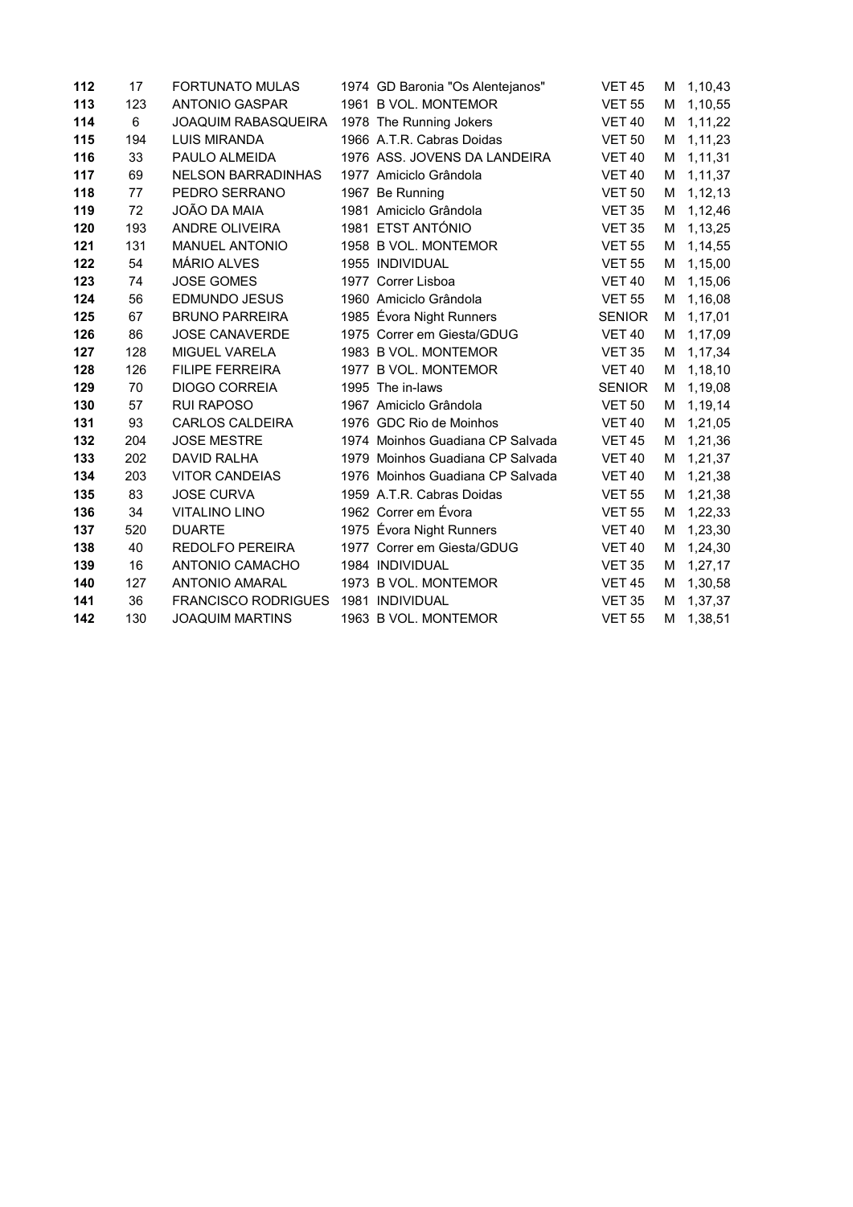| | | | | | | | |
|---|---|---|---|---|---|---|---|
| **112** | 17 | FORTUNATO MULAS | 1974 | GD Baronia "Os Alentejanos" | VET 45 | M | 1,10,43 |
| **113** | 123 | ANTONIO GASPAR | 1961 | B VOL. MONTEMOR | VET 55 | M | 1,10,55 |
| **114** | 6 | JOAQUIM RABASQUEIRA | 1978 | The Running Jokers | VET 40 | M | 1,11,22 |
| **115** | 194 | LUIS MIRANDA | 1966 | A.T.R. Cabras Doidas | VET 50 | M | 1,11,23 |
| **116** | 33 | PAULO ALMEIDA | 1976 | ASS. JOVENS DA LANDEIRA | VET 40 | M | 1,11,31 |
| **117** | 69 | NELSON BARRADINHAS | 1977 | Amiciclo Grândola | VET 40 | M | 1,11,37 |
| **118** | 77 | PEDRO SERRANO | 1967 | Be Running | VET 50 | M | 1,12,13 |
| **119** | 72 | JOÃO DA MAIA | 1981 | Amiciclo Grândola | VET 35 | M | 1,12,46 |
| **120** | 193 | ANDRE OLIVEIRA | 1981 | ETST ANTÓNIO | VET 35 | M | 1,13,25 |
| **121** | 131 | MANUEL ANTONIO | 1958 | B VOL. MONTEMOR | VET 55 | M | 1,14,55 |
| **122** | 54 | MÁRIO ALVES | 1955 | INDIVIDUAL | VET 55 | M | 1,15,00 |
| **123** | 74 | JOSE GOMES | 1977 | Correr Lisboa | VET 40 | M | 1,15,06 |
| **124** | 56 | EDMUNDO JESUS | 1960 | Amiciclo Grândola | VET 55 | M | 1,16,08 |
| **125** | 67 | BRUNO PARREIRA | 1985 | Évora Night Runners | SENIOR | M | 1,17,01 |
| **126** | 86 | JOSE CANAVERDE | 1975 | Correr em Giesta/GDUG | VET 40 | M | 1,17,09 |
| **127** | 128 | MIGUEL VARELA | 1983 | B VOL. MONTEMOR | VET 35 | M | 1,17,34 |
| **128** | 126 | FILIPE FERREIRA | 1977 | B VOL. MONTEMOR | VET 40 | M | 1,18,10 |
| **129** | 70 | DIOGO CORREIA | 1995 | The in-laws | SENIOR | M | 1,19,08 |
| **130** | 57 | RUI RAPOSO | 1967 | Amiciclo Grândola | VET 50 | M | 1,19,14 |
| **131** | 93 | CARLOS CALDEIRA | 1976 | GDC Rio de Moinhos | VET 40 | M | 1,21,05 |
| **132** | 204 | JOSE MESTRE | 1974 | Moinhos Guadiana CP Salvada | VET 45 | M | 1,21,36 |
| **133** | 202 | DAVID RALHA | 1979 | Moinhos Guadiana CP Salvada | VET 40 | M | 1,21,37 |
| **134** | 203 | VITOR CANDEIAS | 1976 | Moinhos Guadiana CP Salvada | VET 40 | M | 1,21,38 |
| **135** | 83 | JOSE CURVA | 1959 | A.T.R. Cabras Doidas | VET 55 | M | 1,21,38 |
| **136** | 34 | VITALINO LINO | 1962 | Correr em Évora | VET 55 | M | 1,22,33 |
| **137** | 520 | DUARTE | 1975 | Évora Night Runners | VET 40 | M | 1,23,30 |
| **138** | 40 | REDOLFO PEREIRA | 1977 | Correr em Giesta/GDUG | VET 40 | M | 1,24,30 |
| **139** | 16 | ANTONIO CAMACHO | 1984 | INDIVIDUAL | VET 35 | M | 1,27,17 |
| **140** | 127 | ANTONIO AMARAL | 1973 | B VOL. MONTEMOR | VET 45 | M | 1,30,58 |
| **141** | 36 | FRANCISCO RODRIGUES | 1981 | INDIVIDUAL | VET 35 | M | 1,37,37 |
| **142** | 130 | JOAQUIM MARTINS | 1963 | B VOL. MONTEMOR | VET 55 | M | 1,38,51 |